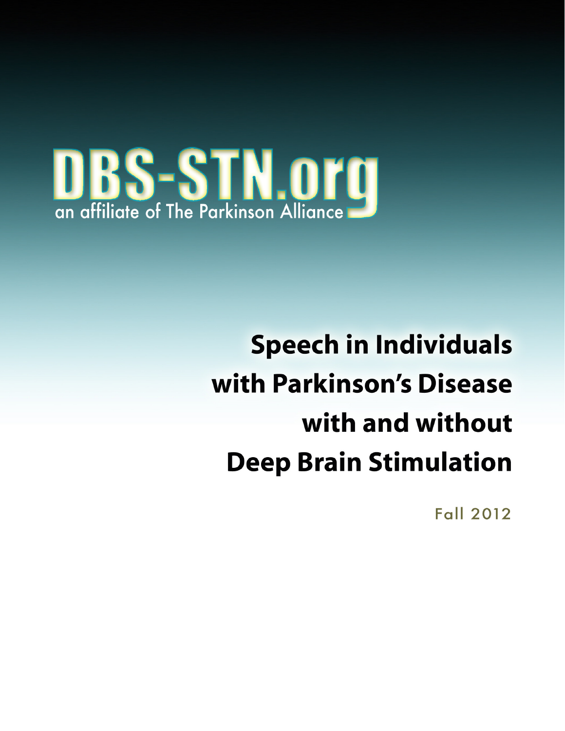DBS-STN.org

an affiliate of The Parkinson Alliance

# Speech in Individuals with Parkinson's Disease with and without Deep Brain Stimulation

Fall 2012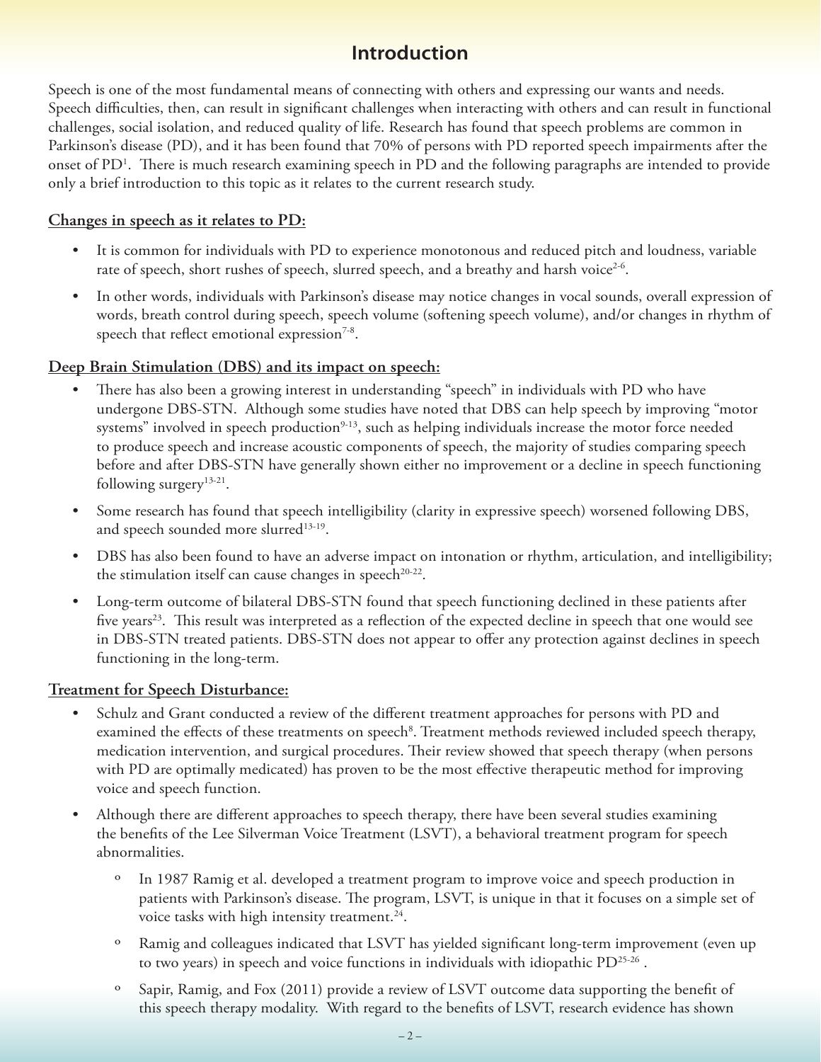# Introduction

Speech is one of the most fundamental means of connecting with others and expressing our wants and needs. Speech difficulties, then, can result in significant challenges when interacting with others and can result in functional challenges, social isolation, and reduced quality of life. Research has found that speech problems are common in Parkinson's disease (PD), and it has been found that 70% of persons with PD reported speech impairments after the onset of PD[1]. There is much research examining speech in PD and the following paragraphs are intended to provide only a brief introduction to this topic as it relates to the current research study.

**Changes in speech as it relates to PD:**

- It is common for individuals with PD to experience monotonous and reduced pitch and loudness, variable rate of speech, short rushes of speech, slurred speech, and a breathy and harsh voice[2-6].
- In other words, individuals with Parkinson's disease may notice changes in vocal sounds, overall expression of words, breath control during speech, speech volume (softening speech volume), and/or changes in rhythm of speech that reflect emotional expression[7-8].

**Deep Brain Stimulation (DBS) and its impact on speech:**

- There has also been a growing interest in understanding "speech" in individuals with PD who have undergone DBS-STN. Although some studies have noted that DBS can help speech by improving "motor systems" involved in speech production[9-13], such as helping individuals increase the motor force needed to produce speech and increase acoustic components of speech, the majority of studies comparing speech before and after DBS-STN have generally shown either no improvement or a decline in speech functioning following surgery[13-21].
- Some research has found that speech intelligibility (clarity in expressive speech) worsened following DBS, and speech sounded more slurred[13-19].
- DBS has also been found to have an adverse impact on intonation or rhythm, articulation, and intelligibility; the stimulation itself can cause changes in speech[20-22].
- Long-term outcome of bilateral DBS-STN found that speech functioning declined in these patients after five years[23]. This result was interpreted as a reflection of the expected decline in speech that one would see in DBS-STN treated patients. DBS-STN does not appear to offer any protection against declines in speech functioning in the long-term.

**Treatment for Speech Disturbance:**

- Schulz and Grant conducted a review of the different treatment approaches for persons with PD and examined the effects of these treatments on speech[8]. Treatment methods reviewed included speech therapy, medication intervention, and surgical procedures. Their review showed that speech therapy (when persons with PD are optimally medicated) has proven to be the most effective therapeutic method for improving voice and speech function.
- Although there are different approaches to speech therapy, there have been several studies examining the benefits of the Lee Silverman Voice Treatment (LSVT), a behavioral treatment program for speech abnormalities.
  - In 1987 Ramig et al. developed a treatment program to improve voice and speech production in patients with Parkinson's disease. The program, LSVT, is unique in that it focuses on a simple set of voice tasks with high intensity treatment.[24].
  - Ramig and colleagues indicated that LSVT has yielded significant long-term improvement (even up to two years) in speech and voice functions in individuals with idiopathic PD[25-26].
  - Sapir, Ramig, and Fox (2011) provide a review of LSVT outcome data supporting the benefit of this speech therapy modality. With regard to the benefits of LSVT, research evidence has shown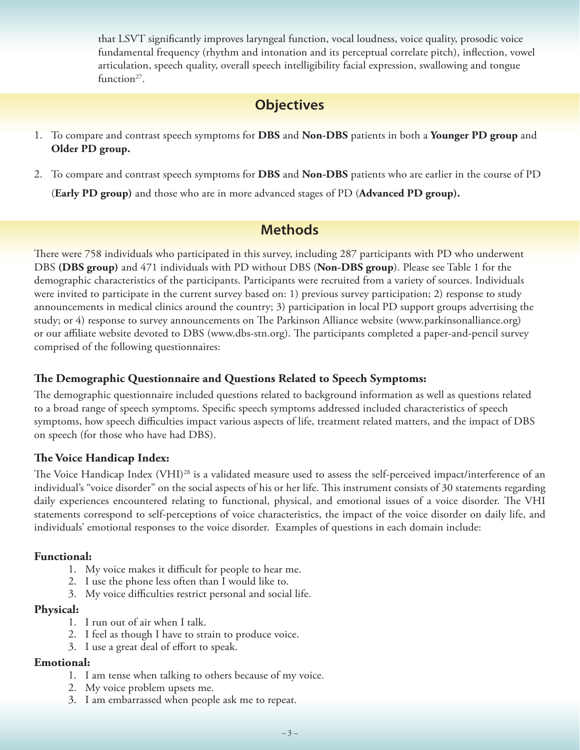that LSVT significantly improves laryngeal function, vocal loudness, voice quality, prosodic voice fundamental frequency (rhythm and intonation and its perceptual correlate pitch), inflection, vowel articulation, speech quality, overall speech intelligibility facial expression, swallowing and tongue function[27].

## Objectives

1. To compare and contrast speech symptoms for **DBS** and **Non-DBS** patients in both a **Younger PD group** and **Older PD group.**
2. To compare and contrast speech symptoms for **DBS** and **Non-DBS** patients who are earlier in the course of PD (**Early PD group)** and those who are in more advanced stages of PD (**Advanced PD group).**

## Methods

There were 758 individuals who participated in this survey, including 287 participants with PD who underwent DBS **(DBS group)** and 471 individuals with PD without DBS (**Non-DBS group**). Please see Table 1 for the demographic characteristics of the participants. Participants were recruited from a variety of sources. Individuals were invited to participate in the current survey based on: 1) previous survey participation; 2) response to study announcements in medical clinics around the country; 3) participation in local PD support groups advertising the study; or 4) response to survey announcements on The Parkinson Alliance website (www.parkinsonalliance.org) or our affiliate website devoted to DBS (www.dbs-stn.org). The participants completed a paper-and-pencil survey comprised of the following questionnaires:

### The Demographic Questionnaire and Questions Related to Speech Symptoms:

The demographic questionnaire included questions related to background information as well as questions related to a broad range of speech symptoms. Specific speech symptoms addressed included characteristics of speech symptoms, how speech difficulties impact various aspects of life, treatment related matters, and the impact of DBS on speech (for those who have had DBS).

### The Voice Handicap Index:

The Voice Handicap Index (VHI)[28] is a validated measure used to assess the self-perceived impact/interference of an individual's "voice disorder" on the social aspects of his or her life. This instrument consists of 30 statements regarding daily experiences encountered relating to functional, physical, and emotional issues of a voice disorder. The VHI statements correspond to self-perceptions of voice characteristics, the impact of the voice disorder on daily life, and individuals' emotional responses to the voice disorder. Examples of questions in each domain include:

**Functional:**

1. My voice makes it difficult for people to hear me.
2. I use the phone less often than I would like to.
3. My voice difficulties restrict personal and social life.

**Physical:**

1. I run out of air when I talk.
2. I feel as though I have to strain to produce voice.
3. I use a great deal of effort to speak.

**Emotional:**

1. I am tense when talking to others because of my voice.
2. My voice problem upsets me.
3. I am embarrassed when people ask me to repeat.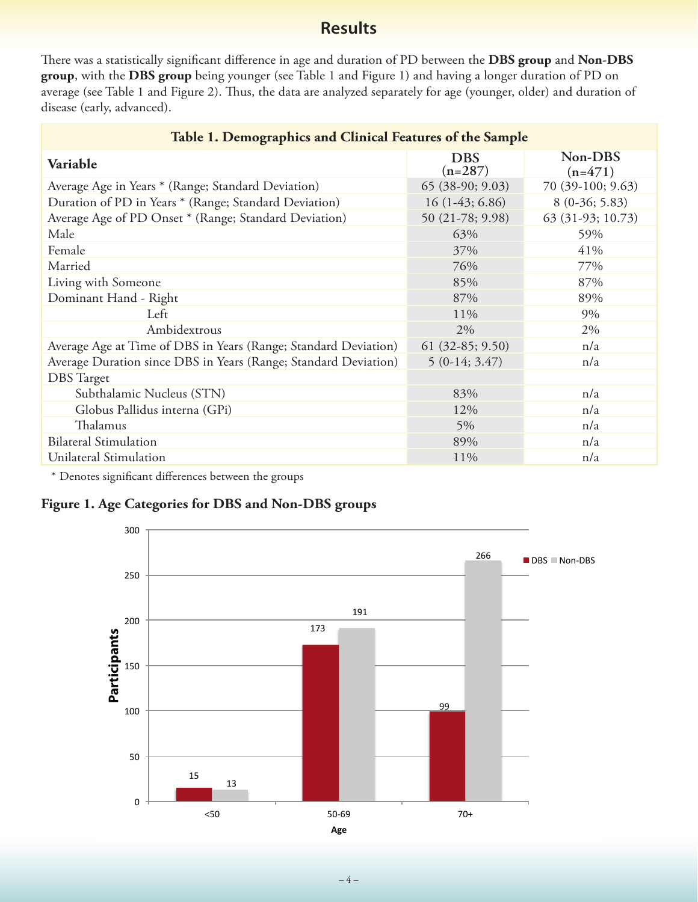## Results

There was a statistically significant difference in age and duration of PD between the **DBS group** and **Non-DBS group**, with the **DBS group** being younger (see Table 1 and Figure 1) and having a longer duration of PD on average (see Table 1 and Figure 2). Thus, the data are analyzed separately for age (younger, older) and duration of disease (early, advanced).

**Table 1. Demographics and Clinical Features of the Sample**

| Variable | DBS (n=287) | Non-DBS (n=471) |
|---|---|---|
| Average Age in Years * (Range; Standard Deviation) | 65 (38-90; 9.03) | 70 (39-100; 9.63) |
| Duration of PD in Years * (Range; Standard Deviation) | 16 (1-43; 6.86) | 8 (0-36; 5.83) |
| Average Age of PD Onset * (Range; Standard Deviation) | 50 (21-78; 9.98) | 63 (31-93; 10.73) |
| Male | 63% | 59% |
| Female | 37% | 41% |
| Married | 76% | 77% |
| Living with Someone | 85% | 87% |
| Dominant Hand - Right | 87% | 89% |
| Left | 11% | 9% |
| Ambidextrous | 2% | 2% |
| Average Age at Time of DBS in Years (Range; Standard Deviation) | 61 (32-85; 9.50) | n/a |
| Average Duration since DBS in Years (Range; Standard Deviation) | 5 (0-14; 3.47) | n/a |
| DBS Target | | |
| Subthalamic Nucleus (STN) | 83% | n/a |
| Globus Pallidus interna (GPi) | 12% | n/a |
| Thalamus | 5% | n/a |
| Bilateral Stimulation | 89% | n/a |
| Unilateral Stimulation | 11% | n/a |

\* Denotes significant differences between the groups

**Figure 1. Age Categories for DBS and Non-DBS groups**

| Age | DBS | Non-DBS |
|---|---|---|
| <50 | 15 | 13 |
| 50-69 | 173 | 191 |
| 70+ | 99 | 266 |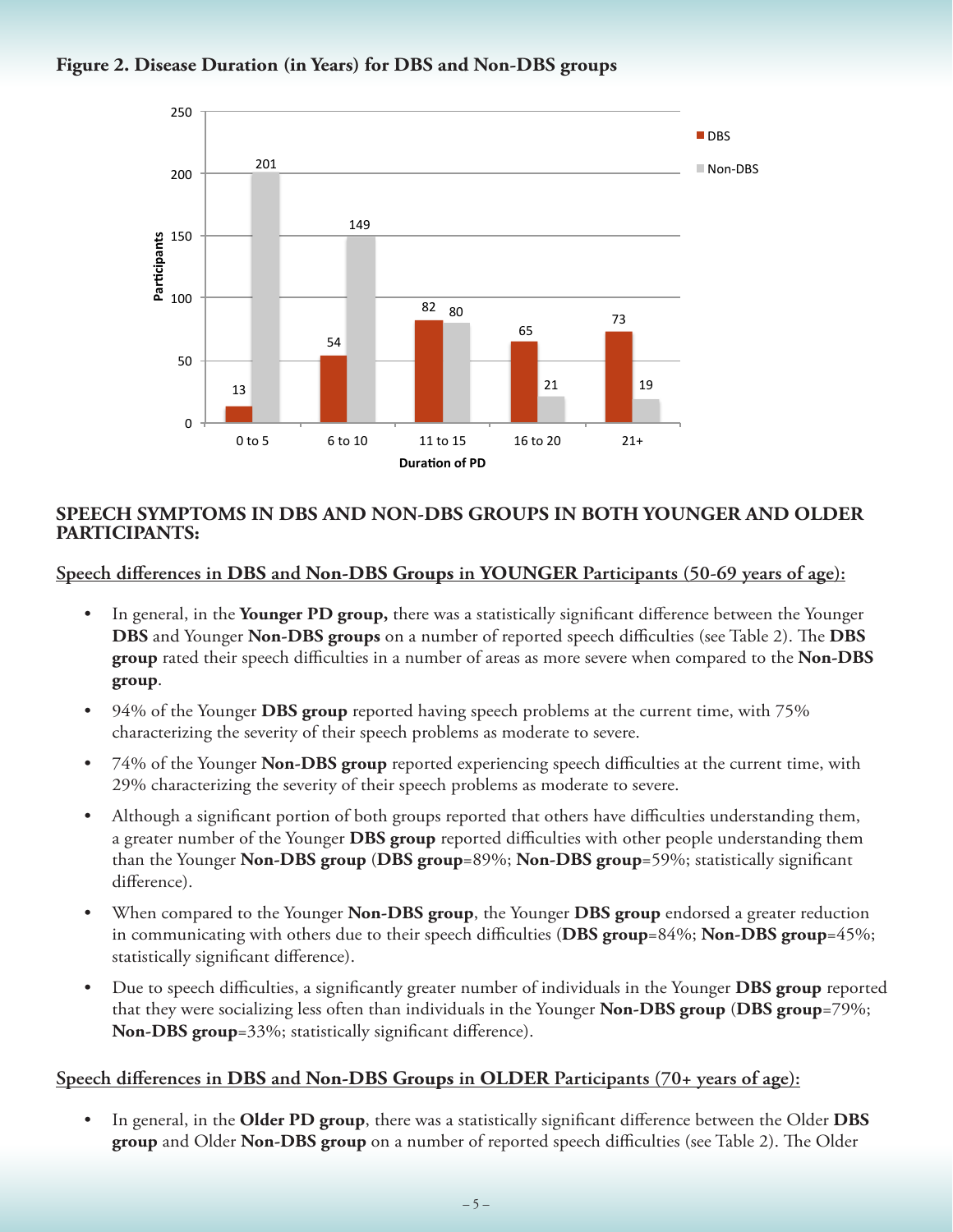**Figure 2. Disease Duration (in Years) for DBS and Non-DBS groups**

| Duration of PD | DBS | Non-DBS |
|---|---|---|
| 0 to 5 | 13 | 201 |
| 6 to 10 | 54 | 149 |
| 11 to 15 | 82 | 80 |
| 16 to 20 | 65 | 21 |
| 21+ | 73 | 19 |

## SPEECH SYMPTOMS IN DBS AND NON-DBS GROUPS IN BOTH YOUNGER AND OLDER PARTICIPANTS:

### Speech differences in DBS and Non-DBS Groups in YOUNGER Participants (50-69 years of age):

- In general, in the **Younger PD group,** there was a statistically significant difference between the Younger **DBS** and Younger **Non-DBS groups** on a number of reported speech difficulties (see Table 2). The **DBS group** rated their speech difficulties in a number of areas as more severe when compared to the **Non-DBS group**.
- 94% of the Younger **DBS group** reported having speech problems at the current time, with 75% characterizing the severity of their speech problems as moderate to severe.
- 74% of the Younger **Non-DBS group** reported experiencing speech difficulties at the current time, with 29% characterizing the severity of their speech problems as moderate to severe.
- Although a significant portion of both groups reported that others have difficulties understanding them, a greater number of the Younger **DBS group** reported difficulties with other people understanding them than the Younger **Non-DBS group** (**DBS group**=89%; **Non-DBS group**=59%; statistically significant difference).
- When compared to the Younger **Non-DBS group**, the Younger **DBS group** endorsed a greater reduction in communicating with others due to their speech difficulties (**DBS group**=84%; **Non-DBS group**=45%; statistically significant difference).
- Due to speech difficulties, a significantly greater number of individuals in the Younger **DBS group** reported that they were socializing less often than individuals in the Younger **Non-DBS group** (**DBS group**=79%; **Non-DBS group**=33%; statistically significant difference).

### Speech differences in DBS and Non-DBS Groups in OLDER Participants (70+ years of age):

- In general, in the **Older PD group**, there was a statistically significant difference between the Older **DBS group** and Older **Non-DBS group** on a number of reported speech difficulties (see Table 2). The Older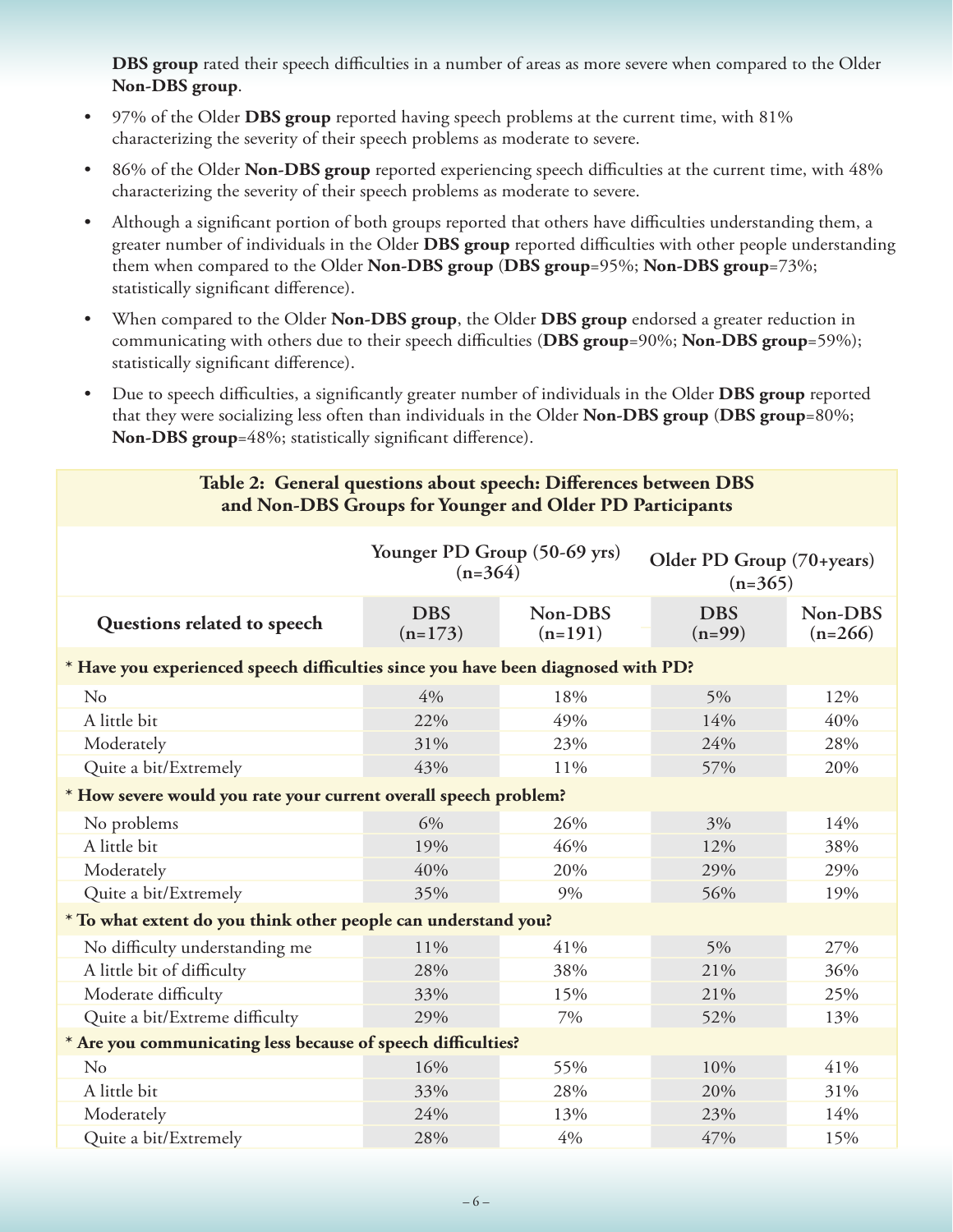**DBS group** rated their speech difficulties in a number of areas as more severe when compared to the Older **Non-DBS group**.

- 97% of the Older **DBS group** reported having speech problems at the current time, with 81% characterizing the severity of their speech problems as moderate to severe.
- 86% of the Older **Non-DBS group** reported experiencing speech difficulties at the current time, with 48% characterizing the severity of their speech problems as moderate to severe.
- Although a significant portion of both groups reported that others have difficulties understanding them, a greater number of individuals in the Older **DBS group** reported difficulties with other people understanding them when compared to the Older **Non-DBS group** (**DBS group**=95%; **Non-DBS group**=73%; statistically significant difference).
- When compared to the Older **Non-DBS group**, the Older **DBS group** endorsed a greater reduction in communicating with others due to their speech difficulties (**DBS group**=90%; **Non-DBS group**=59%); statistically significant difference).
- Due to speech difficulties, a significantly greater number of individuals in the Older **DBS group** reported that they were socializing less often than individuals in the Older **Non-DBS group** (**DBS group**=80%; **Non-DBS group**=48%; statistically significant difference).

**Table 2: General questions about speech: Differences between DBS and Non-DBS Groups for Younger and Older PD Participants**

| | Younger PD Group (50-69 yrs) (n=364) | | Older PD Group (70+years) (n=365) | |
|---|---|---|---|---|
| **Questions related to speech** | **DBS (n=173)** | **Non-DBS (n=191)** | **DBS (n=99)** | **Non-DBS (n=266)** |
| **\* Have you experienced speech difficulties since you have been diagnosed with PD?** | | | | |
| No | 4% | 18% | 5% | 12% |
| A little bit | 22% | 49% | 14% | 40% |
| Moderately | 31% | 23% | 24% | 28% |
| Quite a bit/Extremely | 43% | 11% | 57% | 20% |
| **\* How severe would you rate your current overall speech problem?** | | | | |
| No problems | 6% | 26% | 3% | 14% |
| A little bit | 19% | 46% | 12% | 38% |
| Moderately | 40% | 20% | 29% | 29% |
| Quite a bit/Extremely | 35% | 9% | 56% | 19% |
| **\* To what extent do you think other people can understand you?** | | | | |
| No difficulty understanding me | 11% | 41% | 5% | 27% |
| A little bit of difficulty | 28% | 38% | 21% | 36% |
| Moderate difficulty | 33% | 15% | 21% | 25% |
| Quite a bit/Extreme difficulty | 29% | 7% | 52% | 13% |
| **\* Are you communicating less because of speech difficulties?** | | | | |
| No | 16% | 55% | 10% | 41% |
| A little bit | 33% | 28% | 20% | 31% |
| Moderately | 24% | 13% | 23% | 14% |
| Quite a bit/Extremely | 28% | 4% | 47% | 15% |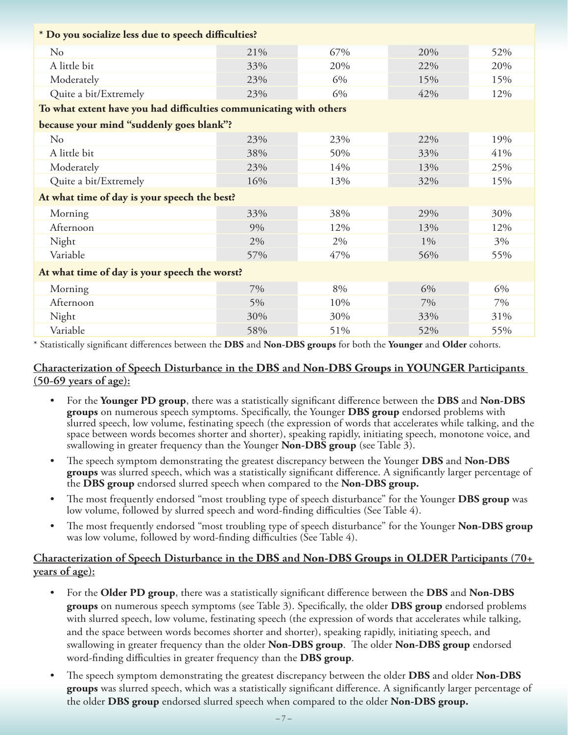| * Do you socialize less due to speech difficulties? | | | | |
|---|---|---|---|---|
| No | 21% | 67% | 20% | 52% |
| A little bit | 33% | 20% | 22% | 20% |
| Moderately | 23% | 6% | 15% | 15% |
| Quite a bit/Extremely | 23% | 6% | 42% | 12% |
| **To what extent have you had difficulties communicating with others because your mind "suddenly goes blank"?** | | | | |
| No | 23% | 23% | 22% | 19% |
| A little bit | 38% | 50% | 33% | 41% |
| Moderately | 23% | 14% | 13% | 25% |
| Quite a bit/Extremely | 16% | 13% | 32% | 15% |
| **At what time of day is your speech the best?** | | | | |
| Morning | 33% | 38% | 29% | 30% |
| Afternoon | 9% | 12% | 13% | 12% |
| Night | 2% | 2% | 1% | 3% |
| Variable | 57% | 47% | 56% | 55% |
| **At what time of day is your speech the worst?** | | | | |
| Morning | 7% | 8% | 6% | 6% |
| Afternoon | 5% | 10% | 7% | 7% |
| Night | 30% | 30% | 33% | 31% |
| Variable | 58% | 51% | 52% | 55% |

* Statistically significant differences between the **DBS** and **Non-DBS groups** for both the **Younger** and **Older** cohorts.

## Characterization of Speech Disturbance in the DBS and Non-DBS Groups in YOUNGER Participants (50-69 years of age):

- For the **Younger PD group**, there was a statistically significant difference between the **DBS** and **Non-DBS groups** on numerous speech symptoms. Specifically, the Younger **DBS group** endorsed problems with slurred speech, low volume, festinating speech (the expression of words that accelerates while talking, and the space between words becomes shorter and shorter), speaking rapidly, initiating speech, monotone voice, and swallowing in greater frequency than the Younger **Non-DBS group** (see Table 3).
- The speech symptom demonstrating the greatest discrepancy between the Younger **DBS** and **Non-DBS groups** was slurred speech, which was a statistically significant difference. A significantly larger percentage of the **DBS group** endorsed slurred speech when compared to the **Non-DBS group.**
- The most frequently endorsed "most troubling type of speech disturbance" for the Younger **DBS group** was low volume, followed by slurred speech and word-finding difficulties (See Table 4).
- The most frequently endorsed "most troubling type of speech disturbance" for the Younger **Non-DBS group** was low volume, followed by word-finding difficulties (See Table 4).

## Characterization of Speech Disturbance in the DBS and Non-DBS Groups in OLDER Participants (70+ years of age):

- For the **Older PD group**, there was a statistically significant difference between the **DBS** and **Non-DBS groups** on numerous speech symptoms (see Table 3). Specifically, the older **DBS group** endorsed problems with slurred speech, low volume, festinating speech (the expression of words that accelerates while talking, and the space between words becomes shorter and shorter), speaking rapidly, initiating speech, and swallowing in greater frequency than the older **Non-DBS group**. The older **Non-DBS group** endorsed word-finding difficulties in greater frequency than the **DBS group**.
- The speech symptom demonstrating the greatest discrepancy between the older **DBS** and older **Non-DBS groups** was slurred speech, which was a statistically significant difference. A significantly larger percentage of the older **DBS group** endorsed slurred speech when compared to the older **Non-DBS group.**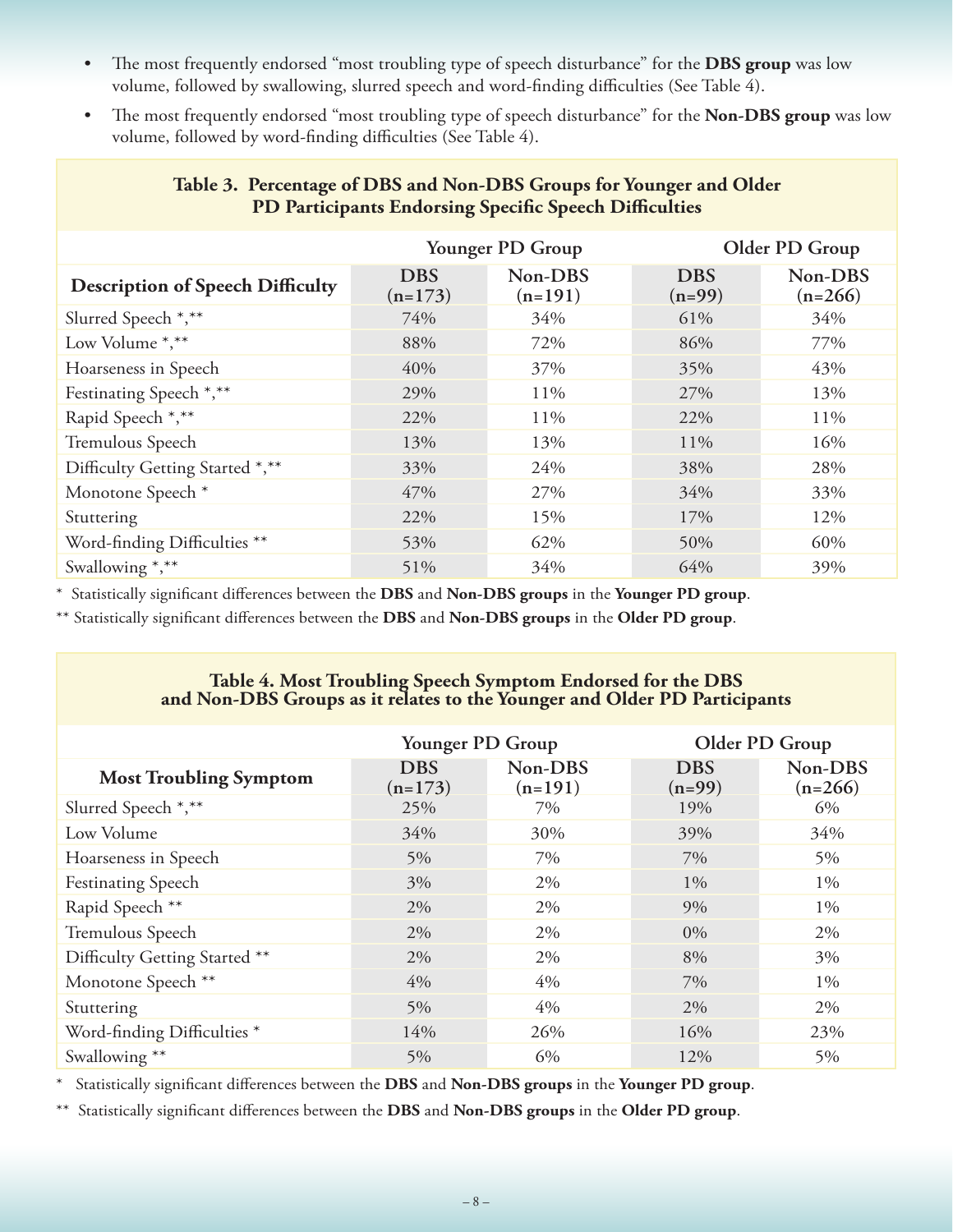- The most frequently endorsed "most troubling type of speech disturbance" for the **DBS group** was low volume, followed by swallowing, slurred speech and word-finding difficulties (See Table 4).
- The most frequently endorsed "most troubling type of speech disturbance" for the **Non-DBS group** was low volume, followed by word-finding difficulties (See Table 4).

**Table 3. Percentage of DBS and Non-DBS Groups for Younger and Older PD Participants Endorsing Specific Speech Difficulties**

| | Younger PD Group | | Older PD Group | |
|---|---|---|---|---|
| **Description of Speech Difficulty** | **DBS (n=173)** | **Non-DBS (n=191)** | **DBS (n=99)** | **Non-DBS (n=266)** |
| Slurred Speech *,** | 74% | 34% | 61% | 34% |
| Low Volume *,** | 88% | 72% | 86% | 77% |
| Hoarseness in Speech | 40% | 37% | 35% | 43% |
| Festinating Speech *,** | 29% | 11% | 27% | 13% |
| Rapid Speech *,** | 22% | 11% | 22% | 11% |
| Tremulous Speech | 13% | 13% | 11% | 16% |
| Difficulty Getting Started *,** | 33% | 24% | 38% | 28% |
| Monotone Speech * | 47% | 27% | 34% | 33% |
| Stuttering | 22% | 15% | 17% | 12% |
| Word-finding Difficulties ** | 53% | 62% | 50% | 60% |
| Swallowing *,** | 51% | 34% | 64% | 39% |

\* Statistically significant differences between the **DBS** and **Non-DBS groups** in the **Younger PD group**.

\** Statistically significant differences between the **DBS** and **Non-DBS groups** in the **Older PD group**.

**Table 4. Most Troubling Speech Symptom Endorsed for the DBS and Non-DBS Groups as it relates to the Younger and Older PD Participants**

| | Younger PD Group | | Older PD Group | |
|---|---|---|---|---|
| **Most Troubling Symptom** | **DBS (n=173)** | **Non-DBS (n=191)** | **DBS (n=99)** | **Non-DBS (n=266)** |
| Slurred Speech *,** | 25% | 7% | 19% | 6% |
| Low Volume | 34% | 30% | 39% | 34% |
| Hoarseness in Speech | 5% | 7% | 7% | 5% |
| Festinating Speech | 3% | 2% | 1% | 1% |
| Rapid Speech ** | 2% | 2% | 9% | 1% |
| Tremulous Speech | 2% | 2% | 0% | 2% |
| Difficulty Getting Started ** | 2% | 2% | 8% | 3% |
| Monotone Speech ** | 4% | 4% | 7% | 1% |
| Stuttering | 5% | 4% | 2% | 2% |
| Word-finding Difficulties * | 14% | 26% | 16% | 23% |
| Swallowing ** | 5% | 6% | 12% | 5% |

\* Statistically significant differences between the **DBS** and **Non-DBS groups** in the **Younger PD group**.

\** Statistically significant differences between the **DBS** and **Non-DBS groups** in the **Older PD group**.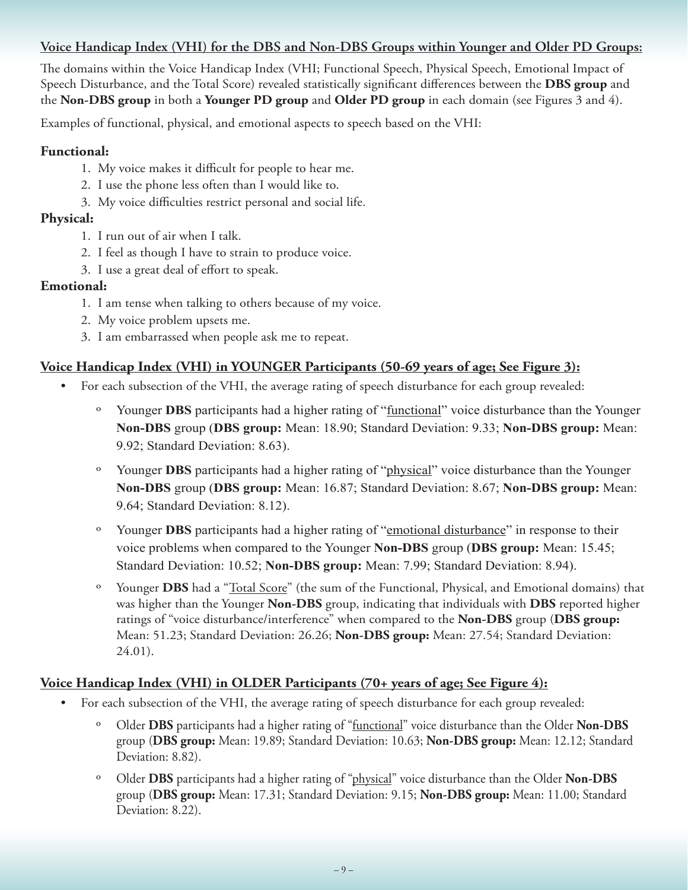**<u>Voice Handicap Index (VHI) for the DBS and Non-DBS Groups within Younger and Older PD Groups:</u>**

The domains within the Voice Handicap Index (VHI; Functional Speech, Physical Speech, Emotional Impact of Speech Disturbance, and the Total Score) revealed statistically significant differences between the **DBS group** and the **Non-DBS group** in both a **Younger PD group** and **Older PD group** in each domain (see Figures 3 and 4).

Examples of functional, physical, and emotional aspects to speech based on the VHI:

**Functional:**

1. My voice makes it difficult for people to hear me.
2. I use the phone less often than I would like to.
3. My voice difficulties restrict personal and social life.

**Physical:**

1. I run out of air when I talk.
2. I feel as though I have to strain to produce voice.
3. I use a great deal of effort to speak.

**Emotional:**

1. I am tense when talking to others because of my voice.
2. My voice problem upsets me.
3. I am embarrassed when people ask me to repeat.

**<u>Voice Handicap Index (VHI) in YOUNGER Participants (50-69 years of age; See Figure 3):</u>**

- For each subsection of the VHI, the average rating of speech disturbance for each group revealed:
  - Younger **DBS** participants had a higher rating of "<u>functional</u>" voice disturbance than the Younger **Non-DBS** group (**DBS group:** Mean: 18.90; Standard Deviation: 9.33; **Non-DBS group:** Mean: 9.92; Standard Deviation: 8.63).
  - Younger **DBS** participants had a higher rating of "<u>physical</u>" voice disturbance than the Younger **Non-DBS** group (**DBS group:** Mean: 16.87; Standard Deviation: 8.67; **Non-DBS group:** Mean: 9.64; Standard Deviation: 8.12).
  - Younger **DBS** participants had a higher rating of "<u>emotional disturbance</u>" in response to their voice problems when compared to the Younger **Non-DBS** group (**DBS group:** Mean: 15.45; Standard Deviation: 10.52; **Non-DBS group:** Mean: 7.99; Standard Deviation: 8.94).
  - Younger **DBS** had a "<u>Total Score</u>" (the sum of the Functional, Physical, and Emotional domains) that was higher than the Younger **Non-DBS** group, indicating that individuals with **DBS** reported higher ratings of "voice disturbance/interference" when compared to the **Non-DBS** group (**DBS group:** Mean: 51.23; Standard Deviation: 26.26; **Non-DBS group:** Mean: 27.54; Standard Deviation: 24.01).

**<u>Voice Handicap Index (VHI) in OLDER Participants (70+ years of age; See Figure 4):</u>**

- For each subsection of the VHI, the average rating of speech disturbance for each group revealed:
  - Older **DBS** participants had a higher rating of "<u>functional</u>" voice disturbance than the Older **Non-DBS** group (**DBS group:** Mean: 19.89; Standard Deviation: 10.63; **Non-DBS group:** Mean: 12.12; Standard Deviation: 8.82).
  - Older **DBS** participants had a higher rating of "<u>physical</u>" voice disturbance than the Older **Non-DBS** group (**DBS group:** Mean: 17.31; Standard Deviation: 9.15; **Non-DBS group:** Mean: 11.00; Standard Deviation: 8.22).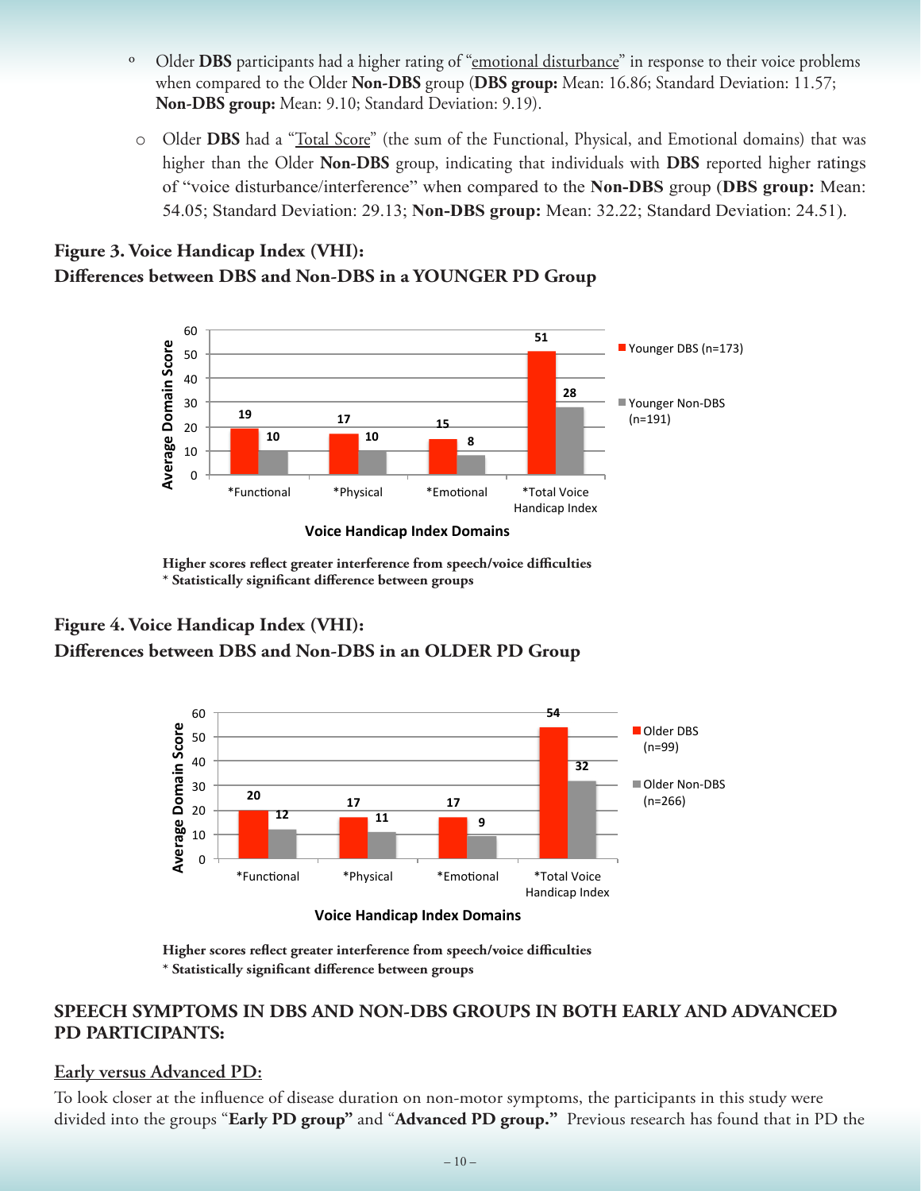- Older **DBS** participants had a higher rating of "emotional disturbance" in response to their voice problems when compared to the Older **Non-DBS** group (**DBS group:** Mean: 16.86; Standard Deviation: 11.57; **Non-DBS group:** Mean: 9.10; Standard Deviation: 9.19).

- Older **DBS** had a "Total Score" (the sum of the Functional, Physical, and Emotional domains) that was higher than the Older **Non-DBS** group, indicating that individuals with **DBS** reported higher ratings of "voice disturbance/interference" when compared to the **Non-DBS** group (**DBS group:** Mean: 54.05; Standard Deviation: 29.13; **Non-DBS group:** Mean: 32.22; Standard Deviation: 24.51).

**Figure 3. Voice Handicap Index (VHI): Differences between DBS and Non-DBS in a YOUNGER PD Group**

| Voice Handicap Index Domains | Younger DBS (n=173) | Younger Non-DBS (n=191) |
|---|---|---|
| *Functional | 19 | 10 |
| *Physical | 17 | 10 |
| *Emotional | 15 | 8 |
| *Total Voice Handicap Index | 51 | 28 |

**Higher scores reflect greater interference from speech/voice difficulties**
**\* Statistically significant difference between groups**

**Figure 4. Voice Handicap Index (VHI): Differences between DBS and Non-DBS in an OLDER PD Group**

| Voice Handicap Index Domains | Older DBS (n=99) | Older Non-DBS (n=266) |
|---|---|---|
| *Functional | 20 | 12 |
| *Physical | 17 | 11 |
| *Emotional | 17 | 9 |
| *Total Voice Handicap Index | 54 | 32 |

**Higher scores reflect greater interference from speech/voice difficulties**
**\* Statistically significant difference between groups**

## SPEECH SYMPTOMS IN DBS AND NON-DBS GROUPS IN BOTH EARLY AND ADVANCED PD PARTICIPANTS:

### Early versus Advanced PD:

To look closer at the influence of disease duration on non-motor symptoms, the participants in this study were divided into the groups "**Early PD group"** and "**Advanced PD group."** Previous research has found that in PD the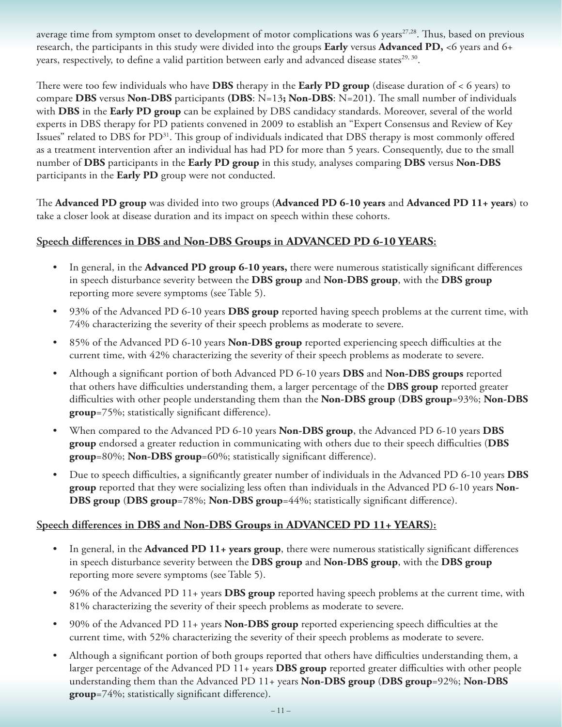average time from symptom onset to development of motor complications was 6 years[27,28]. Thus, based on previous research, the participants in this study were divided into the groups **Early** versus **Advanced PD,** <6 years and 6+ years, respectively, to define a valid partition between early and advanced disease states[29, 30].

There were too few individuals who have **DBS** therapy in the **Early PD group** (disease duration of < 6 years) to compare **DBS** versus **Non-DBS** participants **(DBS**: N=13**; Non-DBS**: N=201**)**. The small number of individuals with **DBS** in the **Early PD group** can be explained by DBS candidacy standards. Moreover, several of the world experts in DBS therapy for PD patients convened in 2009 to establish an "Expert Consensus and Review of Key Issues" related to DBS for PD[31]. This group of individuals indicated that DBS therapy is most commonly offered as a treatment intervention after an individual has had PD for more than 5 years. Consequently, due to the small number of **DBS** participants in the **Early PD group** in this study, analyses comparing **DBS** versus **Non-DBS** participants in the **Early PD** group were not conducted.

The **Advanced PD group** was divided into two groups (**Advanced PD 6-10 years** and **Advanced PD 11+ years**) to take a closer look at disease duration and its impact on speech within these cohorts.

## Speech differences in DBS and Non-DBS Groups in ADVANCED PD 6-10 YEARS:

- In general, in the **Advanced PD group 6-10 years,** there were numerous statistically significant differences in speech disturbance severity between the **DBS group** and **Non-DBS group**, with the **DBS group** reporting more severe symptoms (see Table 5).
- 93% of the Advanced PD 6-10 years **DBS group** reported having speech problems at the current time, with 74% characterizing the severity of their speech problems as moderate to severe.
- 85% of the Advanced PD 6-10 years **Non-DBS group** reported experiencing speech difficulties at the current time, with 42% characterizing the severity of their speech problems as moderate to severe.
- Although a significant portion of both Advanced PD 6-10 years **DBS** and **Non-DBS groups** reported that others have difficulties understanding them, a larger percentage of the **DBS group** reported greater difficulties with other people understanding them than the **Non-DBS group** (**DBS group**=93%; **Non-DBS group**=75%; statistically significant difference).
- When compared to the Advanced PD 6-10 years **Non-DBS group**, the Advanced PD 6-10 years **DBS group** endorsed a greater reduction in communicating with others due to their speech difficulties (**DBS group**=80%; **Non-DBS group**=60%; statistically significant difference).
- Due to speech difficulties, a significantly greater number of individuals in the Advanced PD 6-10 years **DBS group** reported that they were socializing less often than individuals in the Advanced PD 6-10 years **Non-DBS group** (**DBS group**=78%; **Non-DBS group**=44%; statistically significant difference).

## Speech differences in DBS and Non-DBS Groups in ADVANCED PD 11+ YEARS):

- In general, in the **Advanced PD 11+ years group**, there were numerous statistically significant differences in speech disturbance severity between the **DBS group** and **Non-DBS group**, with the **DBS group** reporting more severe symptoms (see Table 5).
- 96% of the Advanced PD 11+ years **DBS group** reported having speech problems at the current time, with 81% characterizing the severity of their speech problems as moderate to severe.
- 90% of the Advanced PD 11+ years **Non-DBS group** reported experiencing speech difficulties at the current time, with 52% characterizing the severity of their speech problems as moderate to severe.
- Although a significant portion of both groups reported that others have difficulties understanding them, a larger percentage of the Advanced PD 11+ years **DBS group** reported greater difficulties with other people understanding them than the Advanced PD 11+ years **Non-DBS group** (**DBS group**=92%; **Non-DBS group**=74%; statistically significant difference).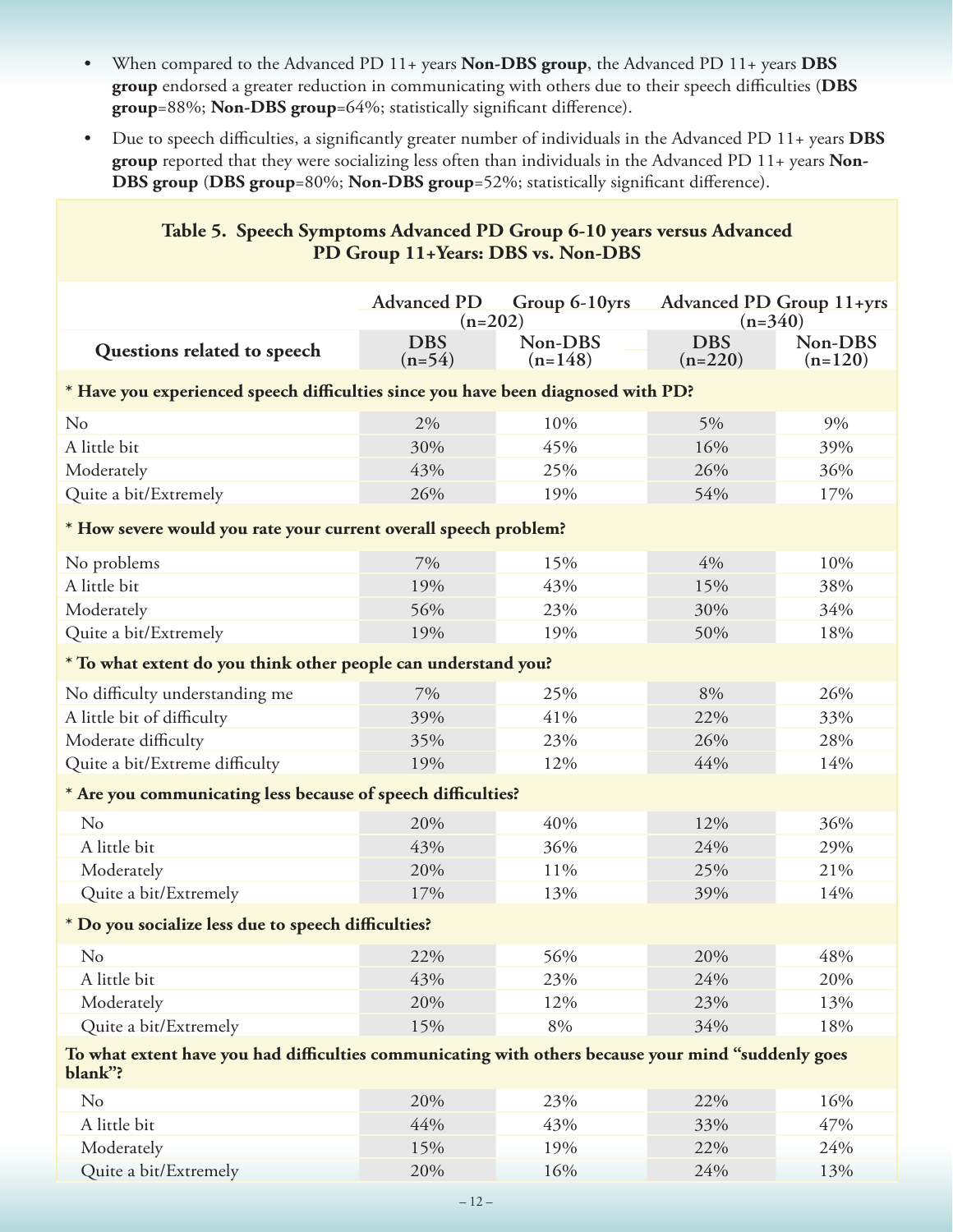- When compared to the Advanced PD 11+ years **Non-DBS group**, the Advanced PD 11+ years **DBS group** endorsed a greater reduction in communicating with others due to their speech difficulties (**DBS group**=88%; **Non-DBS group**=64%; statistically significant difference).
- Due to speech difficulties, a significantly greater number of individuals in the Advanced PD 11+ years **DBS group** reported that they were socializing less often than individuals in the Advanced PD 11+ years **Non-DBS group** (**DBS group**=80%; **Non-DBS group**=52%; statistically significant difference).

**Table 5. Speech Symptoms Advanced PD Group 6-10 years versus Advanced PD Group 11+Years: DBS vs. Non-DBS**

| | Advanced PD Group 6-10yrs (n=202) | | Advanced PD Group 11+yrs (n=340) | |
|---|---|---|---|---|
| **Questions related to speech** | **DBS (n=54)** | **Non-DBS (n=148)** | **DBS (n=220)** | **Non-DBS (n=120)** |
| **\* Have you experienced speech difficulties since you have been diagnosed with PD?** | | | | |
| No | 2% | 10% | 5% | 9% |
| A little bit | 30% | 45% | 16% | 39% |
| Moderately | 43% | 25% | 26% | 36% |
| Quite a bit/Extremely | 26% | 19% | 54% | 17% |
| **\* How severe would you rate your current overall speech problem?** | | | | |
| No problems | 7% | 15% | 4% | 10% |
| A little bit | 19% | 43% | 15% | 38% |
| Moderately | 56% | 23% | 30% | 34% |
| Quite a bit/Extremely | 19% | 19% | 50% | 18% |
| **\* To what extent do you think other people can understand you?** | | | | |
| No difficulty understanding me | 7% | 25% | 8% | 26% |
| A little bit of difficulty | 39% | 41% | 22% | 33% |
| Moderate difficulty | 35% | 23% | 26% | 28% |
| Quite a bit/Extreme difficulty | 19% | 12% | 44% | 14% |
| **\* Are you communicating less because of speech difficulties?** | | | | |
| No | 20% | 40% | 12% | 36% |
| A little bit | 43% | 36% | 24% | 29% |
| Moderately | 20% | 11% | 25% | 21% |
| Quite a bit/Extremely | 17% | 13% | 39% | 14% |
| **\* Do you socialize less due to speech difficulties?** | | | | |
| No | 22% | 56% | 20% | 48% |
| A little bit | 43% | 23% | 24% | 20% |
| Moderately | 20% | 12% | 23% | 13% |
| Quite a bit/Extremely | 15% | 8% | 34% | 18% |
| **To what extent have you had difficulties communicating with others because your mind "suddenly goes blank"?** | | | | |
| No | 20% | 23% | 22% | 16% |
| A little bit | 44% | 43% | 33% | 47% |
| Moderately | 15% | 19% | 22% | 24% |
| Quite a bit/Extremely | 20% | 16% | 24% | 13% |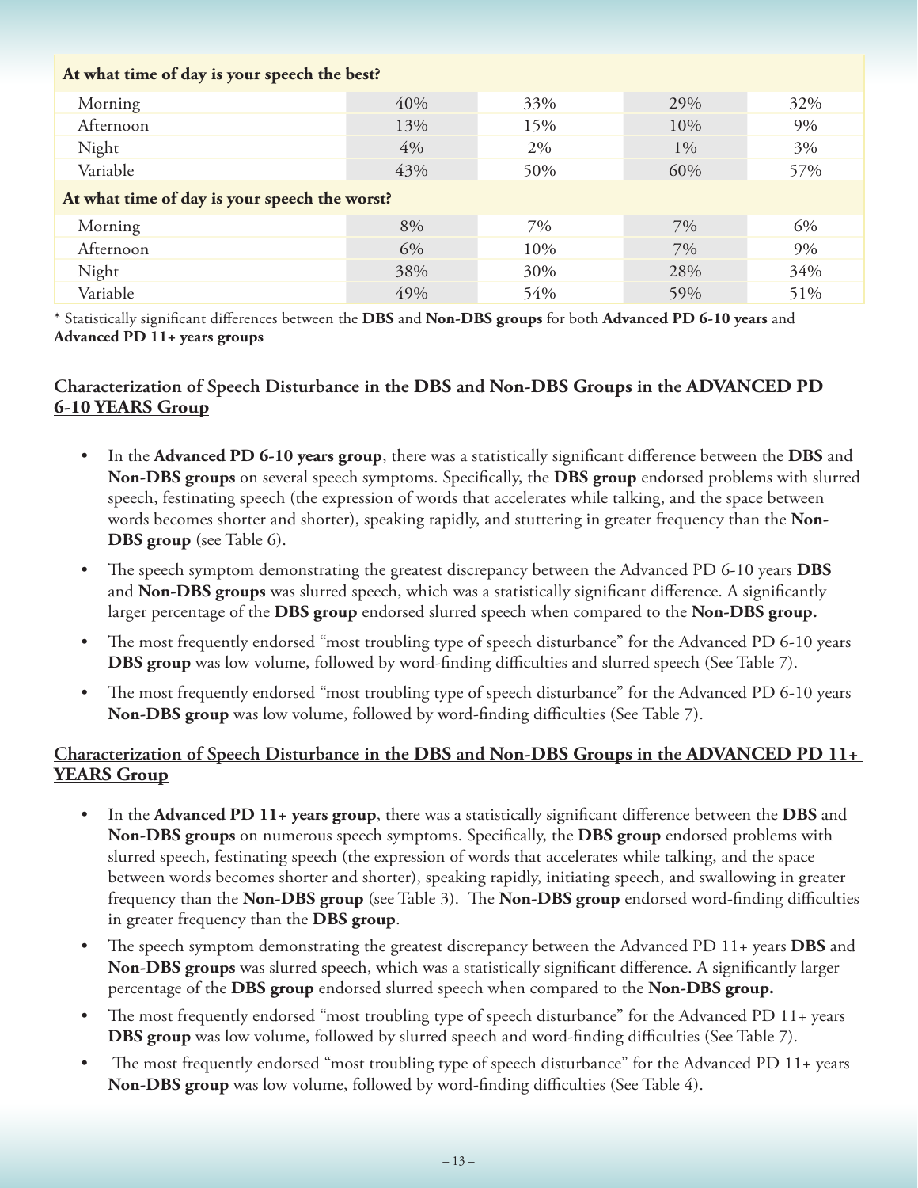| At what time of day is your speech the best? | | | | |
|---|---|---|---|---|
| Morning | 40% | 33% | 29% | 32% |
| Afternoon | 13% | 15% | 10% | 9% |
| Night | 4% | 2% | 1% | 3% |
| Variable | 43% | 50% | 60% | 57% |
| **At what time of day is your speech the worst?** | | | | |
| Morning | 8% | 7% | 7% | 6% |
| Afternoon | 6% | 10% | 7% | 9% |
| Night | 38% | 30% | 28% | 34% |
| Variable | 49% | 54% | 59% | 51% |

* Statistically significant differences between the **DBS** and **Non-DBS groups** for both **Advanced PD 6-10 years** and **Advanced PD 11+ years groups**

## Characterization of Speech Disturbance in the DBS and Non-DBS Groups in the ADVANCED PD 6-10 YEARS Group

- In the **Advanced PD 6-10 years group**, there was a statistically significant difference between the **DBS** and **Non-DBS groups** on several speech symptoms. Specifically, the **DBS group** endorsed problems with slurred speech, festinating speech (the expression of words that accelerates while talking, and the space between words becomes shorter and shorter), speaking rapidly, and stuttering in greater frequency than the **Non-DBS group** (see Table 6).
- The speech symptom demonstrating the greatest discrepancy between the Advanced PD 6-10 years **DBS** and **Non-DBS groups** was slurred speech, which was a statistically significant difference. A significantly larger percentage of the **DBS group** endorsed slurred speech when compared to the **Non-DBS group.**
- The most frequently endorsed "most troubling type of speech disturbance" for the Advanced PD 6-10 years **DBS group** was low volume, followed by word-finding difficulties and slurred speech (See Table 7).
- The most frequently endorsed "most troubling type of speech disturbance" for the Advanced PD 6-10 years **Non-DBS group** was low volume, followed by word-finding difficulties (See Table 7).

## Characterization of Speech Disturbance in the DBS and Non-DBS Groups in the ADVANCED PD 11+ YEARS Group

- In the **Advanced PD 11+ years group**, there was a statistically significant difference between the **DBS** and **Non-DBS groups** on numerous speech symptoms. Specifically, the **DBS group** endorsed problems with slurred speech, festinating speech (the expression of words that accelerates while talking, and the space between words becomes shorter and shorter), speaking rapidly, initiating speech, and swallowing in greater frequency than the **Non-DBS group** (see Table 3). The **Non-DBS group** endorsed word-finding difficulties in greater frequency than the **DBS group**.
- The speech symptom demonstrating the greatest discrepancy between the Advanced PD 11+ years **DBS** and **Non-DBS groups** was slurred speech, which was a statistically significant difference. A significantly larger percentage of the **DBS group** endorsed slurred speech when compared to the **Non-DBS group.**
- The most frequently endorsed "most troubling type of speech disturbance" for the Advanced PD 11+ years **DBS group** was low volume, followed by slurred speech and word-finding difficulties (See Table 7).
- The most frequently endorsed "most troubling type of speech disturbance" for the Advanced PD 11+ years **Non-DBS group** was low volume, followed by word-finding difficulties (See Table 4).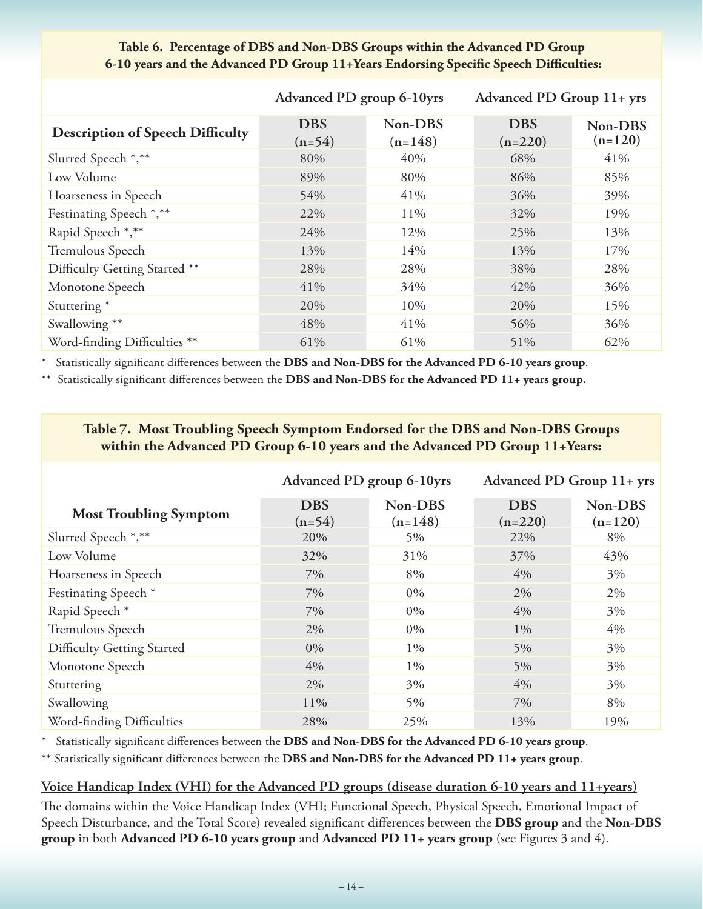**Table 6. Percentage of DBS and Non-DBS Groups within the Advanced PD Group 6-10 years and the Advanced PD Group 11+Years Endorsing Specific Speech Difficulties:**

| | Advanced PD group 6-10yrs | | Advanced PD Group 11+ yrs | |
|---|---|---|---|---|
| **Description of Speech Difficulty** | **DBS (n=54)** | **Non-DBS (n=148)** | **DBS (n=220)** | **Non-DBS (n=120)** |
| Slurred Speech *,** | 80% | 40% | 68% | 41% |
| Low Volume | 89% | 80% | 86% | 85% |
| Hoarseness in Speech | 54% | 41% | 36% | 39% |
| Festinating Speech *,** | 22% | 11% | 32% | 19% |
| Rapid Speech *,** | 24% | 12% | 25% | 13% |
| Tremulous Speech | 13% | 14% | 13% | 17% |
| Difficulty Getting Started ** | 28% | 28% | 38% | 28% |
| Monotone Speech | 41% | 34% | 42% | 36% |
| Stuttering * | 20% | 10% | 20% | 15% |
| Swallowing ** | 48% | 41% | 56% | 36% |
| Word-finding Difficulties ** | 61% | 61% | 51% | 62% |

\* Statistically significant differences between the **DBS and Non-DBS for the Advanced PD 6-10 years group**.

\** Statistically significant differences between the **DBS and Non-DBS for the Advanced PD 11+ years group.**

**Table 7. Most Troubling Speech Symptom Endorsed for the DBS and Non-DBS Groups within the Advanced PD Group 6-10 years and the Advanced PD Group 11+Years:**

| | Advanced PD group 6-10yrs | | Advanced PD Group 11+ yrs | |
|---|---|---|---|---|
| **Most Troubling Symptom** | **DBS (n=54)** | **Non-DBS (n=148)** | **DBS (n=220)** | **Non-DBS (n=120)** |
| Slurred Speech *,** | 20% | 5% | 22% | 8% |
| Low Volume | 32% | 31% | 37% | 43% |
| Hoarseness in Speech | 7% | 8% | 4% | 3% |
| Festinating Speech * | 7% | 0% | 2% | 2% |
| Rapid Speech * | 7% | 0% | 4% | 3% |
| Tremulous Speech | 2% | 0% | 1% | 4% |
| Difficulty Getting Started | 0% | 1% | 5% | 3% |
| Monotone Speech | 4% | 1% | 5% | 3% |
| Stuttering | 2% | 3% | 4% | 3% |
| Swallowing | 11% | 5% | 7% | 8% |
| Word-finding Difficulties | 28% | 25% | 13% | 19% |

\* Statistically significant differences between the **DBS and Non-DBS for the Advanced PD 6-10 years group**.

\** Statistically significant differences between the **DBS and Non-DBS for the Advanced PD 11+ years group**.

## Voice Handicap Index (VHI) for the Advanced PD groups (disease duration 6-10 years and 11+years)

The domains within the Voice Handicap Index (VHI; Functional Speech, Physical Speech, Emotional Impact of Speech Disturbance, and the Total Score) revealed significant differences between the **DBS group** and the **Non-DBS group** in both **Advanced PD 6-10 years group** and **Advanced PD 11+ years group** (see Figures 3 and 4).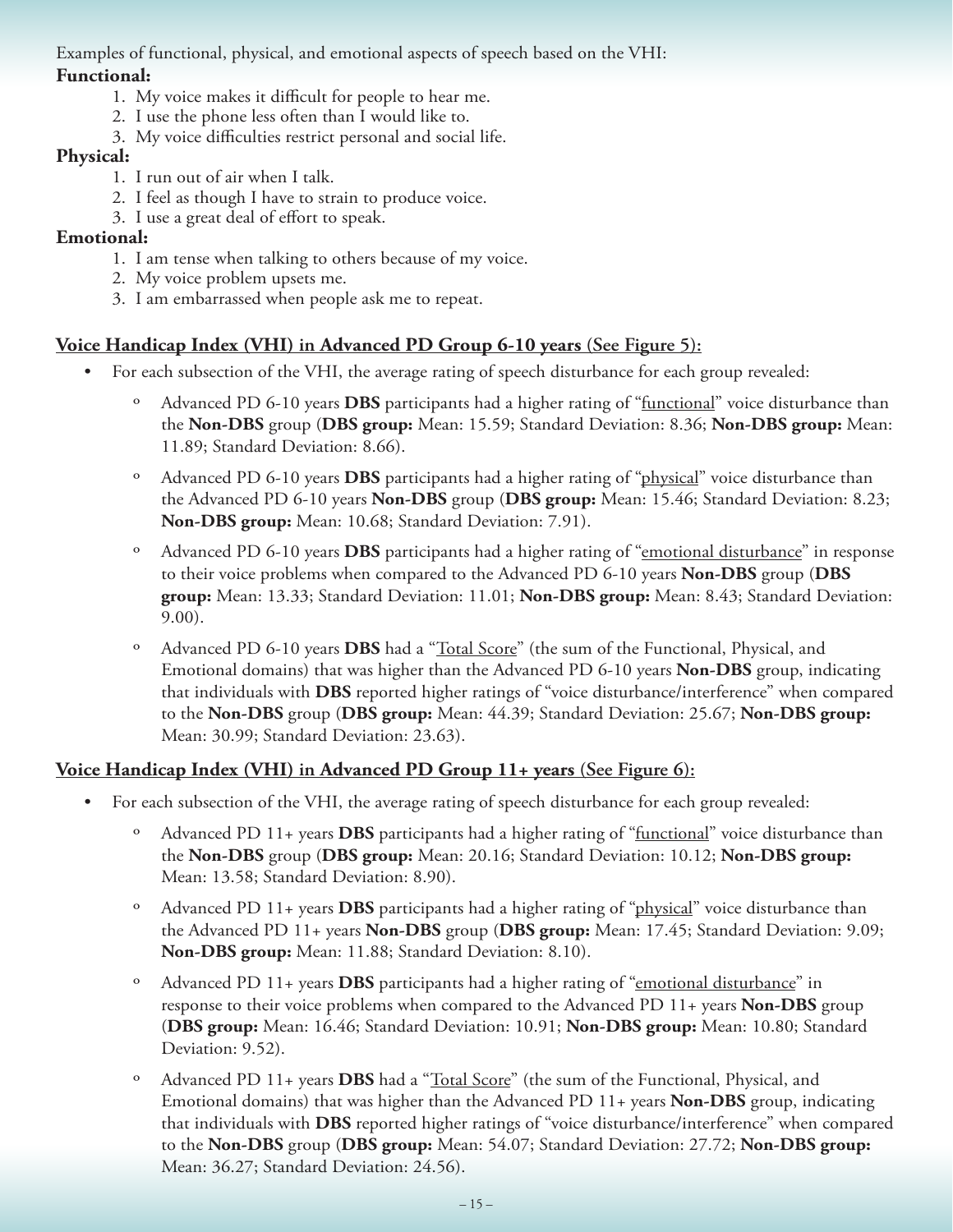Examples of functional, physical, and emotional aspects of speech based on the VHI:

**Functional:**

1. My voice makes it difficult for people to hear me.
2. I use the phone less often than I would like to.
3. My voice difficulties restrict personal and social life.

**Physical:**

1. I run out of air when I talk.
2. I feel as though I have to strain to produce voice.
3. I use a great deal of effort to speak.

**Emotional:**

1. I am tense when talking to others because of my voice.
2. My voice problem upsets me.
3. I am embarrassed when people ask me to repeat.

## <u>Voice Handicap Index (VHI) in Advanced PD Group 6-10 years (See Figure 5):</u>

- For each subsection of the VHI, the average rating of speech disturbance for each group revealed:
  - Advanced PD 6-10 years **DBS** participants had a higher rating of "<u>functional</u>" voice disturbance than the **Non-DBS** group (**DBS group:** Mean: 15.59; Standard Deviation: 8.36; **Non-DBS group:** Mean: 11.89; Standard Deviation: 8.66).
  - Advanced PD 6-10 years **DBS** participants had a higher rating of "<u>physical</u>" voice disturbance than the Advanced PD 6-10 years **Non-DBS** group (**DBS group:** Mean: 15.46; Standard Deviation: 8.23; **Non-DBS group:** Mean: 10.68; Standard Deviation: 7.91).
  - Advanced PD 6-10 years **DBS** participants had a higher rating of "<u>emotional disturbance</u>" in response to their voice problems when compared to the Advanced PD 6-10 years **Non-DBS** group (**DBS group:** Mean: 13.33; Standard Deviation: 11.01; **Non-DBS group:** Mean: 8.43; Standard Deviation: 9.00).
  - Advanced PD 6-10 years **DBS** had a "<u>Total Score</u>" (the sum of the Functional, Physical, and Emotional domains) that was higher than the Advanced PD 6-10 years **Non-DBS** group, indicating that individuals with **DBS** reported higher ratings of "voice disturbance/interference" when compared to the **Non-DBS** group (**DBS group:** Mean: 44.39; Standard Deviation: 25.67; **Non-DBS group:** Mean: 30.99; Standard Deviation: 23.63).

## <u>Voice Handicap Index (VHI) in Advanced PD Group 11+ years (See Figure 6):</u>

- For each subsection of the VHI, the average rating of speech disturbance for each group revealed:
  - Advanced PD 11+ years **DBS** participants had a higher rating of "<u>functional</u>" voice disturbance than the **Non-DBS** group (**DBS group:** Mean: 20.16; Standard Deviation: 10.12; **Non-DBS group:** Mean: 13.58; Standard Deviation: 8.90).
  - Advanced PD 11+ years **DBS** participants had a higher rating of "<u>physical</u>" voice disturbance than the Advanced PD 11+ years **Non-DBS** group (**DBS group:** Mean: 17.45; Standard Deviation: 9.09; **Non-DBS group:** Mean: 11.88; Standard Deviation: 8.10).
  - Advanced PD 11+ years **DBS** participants had a higher rating of "<u>emotional disturbance</u>" in response to their voice problems when compared to the Advanced PD 11+ years **Non-DBS** group (**DBS group:** Mean: 16.46; Standard Deviation: 10.91; **Non-DBS group:** Mean: 10.80; Standard Deviation: 9.52).
  - Advanced PD 11+ years **DBS** had a "<u>Total Score</u>" (the sum of the Functional, Physical, and Emotional domains) that was higher than the Advanced PD 11+ years **Non-DBS** group, indicating that individuals with **DBS** reported higher ratings of "voice disturbance/interference" when compared to the **Non-DBS** group (**DBS group:** Mean: 54.07; Standard Deviation: 27.72; **Non-DBS group:** Mean: 36.27; Standard Deviation: 24.56).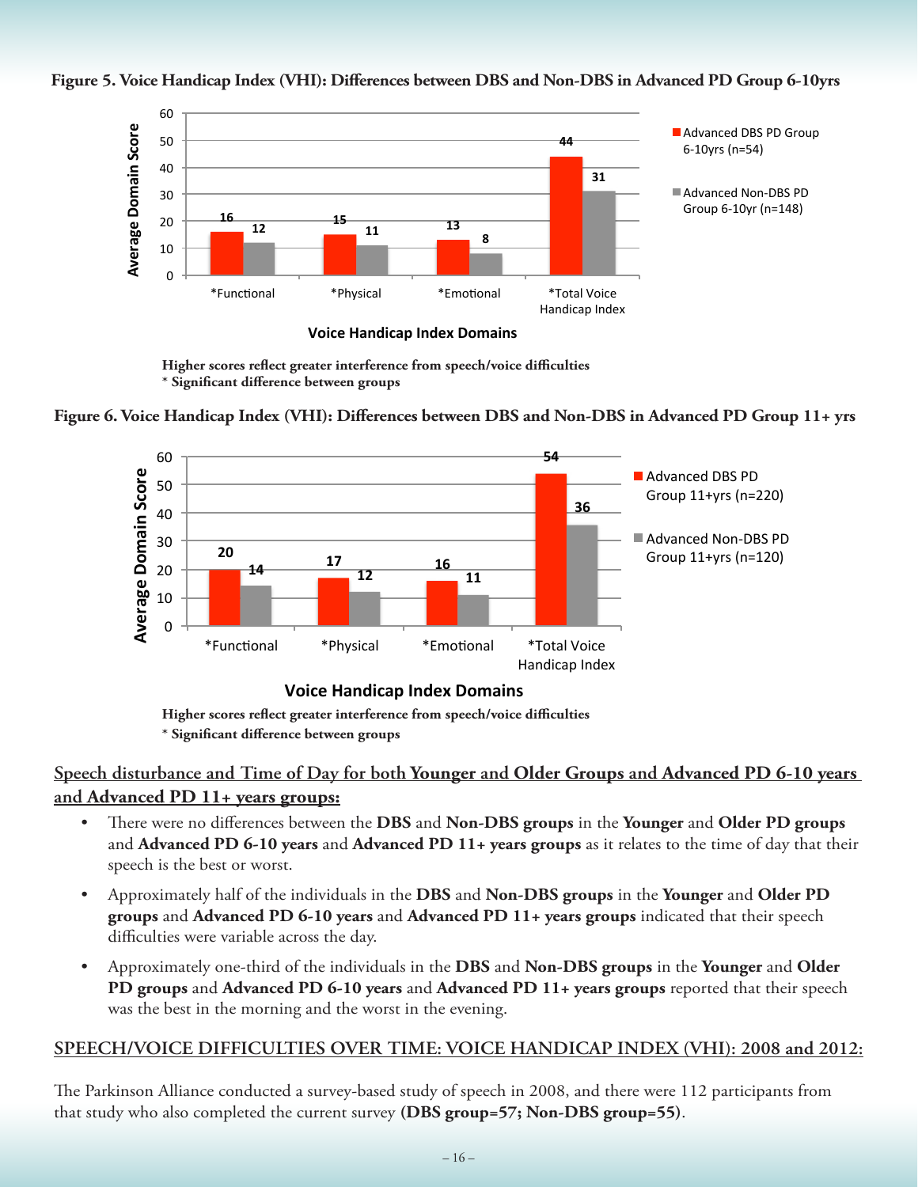**Figure 5. Voice Handicap Index (VHI): Differences between DBS and Non-DBS in Advanced PD Group 6-10yrs**

| Voice Handicap Index Domains | Advanced DBS PD Group 6-10yrs (n=54) | Advanced Non-DBS PD Group 6-10yr (n=148) |
|---|---|---|
| *Functional | 16 | 12 |
| *Physical | 15 | 11 |
| *Emotional | 13 | 8 |
| *Total Voice Handicap Index | 44 | 31 |

Higher scores reflect greater interference from speech/voice difficulties
* Significant difference between groups

**Figure 6. Voice Handicap Index (VHI): Differences between DBS and Non-DBS in Advanced PD Group 11+ yrs**

| Voice Handicap Index Domains | Advanced DBS PD Group 11+yrs (n=220) | Advanced Non-DBS PD Group 11+yrs (n=120) |
|---|---|---|
| *Functional | 20 | 14 |
| *Physical | 17 | 12 |
| *Emotional | 16 | 11 |
| *Total Voice Handicap Index | 54 | 36 |

Higher scores reflect greater interference from speech/voice difficulties
* Significant difference between groups

## Speech disturbance and Time of Day for both Younger and Older Groups and Advanced PD 6-10 years and Advanced PD 11+ years groups:

- There were no differences between the **DBS** and **Non-DBS groups** in the **Younger** and **Older PD groups** and **Advanced PD 6-10 years** and **Advanced PD 11+ years groups** as it relates to the time of day that their speech is the best or worst.
- Approximately half of the individuals in the **DBS** and **Non-DBS groups** in the **Younger** and **Older PD groups** and **Advanced PD 6-10 years** and **Advanced PD 11+ years groups** indicated that their speech difficulties were variable across the day.
- Approximately one-third of the individuals in the **DBS** and **Non-DBS groups** in the **Younger** and **Older PD groups** and **Advanced PD 6-10 years** and **Advanced PD 11+ years groups** reported that their speech was the best in the morning and the worst in the evening.

## SPEECH/VOICE DIFFICULTIES OVER TIME: VOICE HANDICAP INDEX (VHI): 2008 and 2012:

The Parkinson Alliance conducted a survey-based study of speech in 2008, and there were 112 participants from that study who also completed the current survey **(DBS group=57; Non-DBS group=55)**.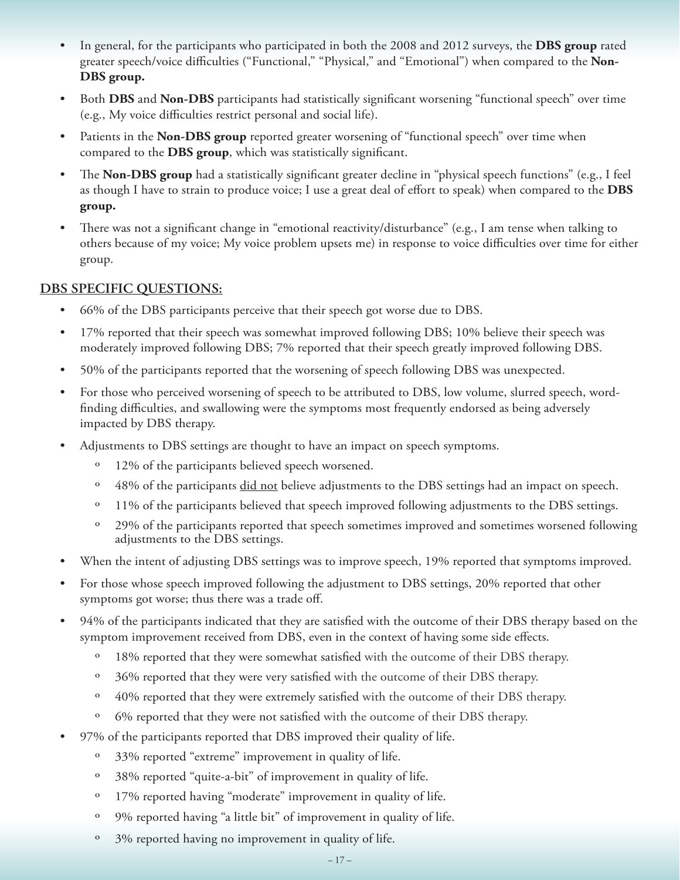- In general, for the participants who participated in both the 2008 and 2012 surveys, the **DBS group** rated greater speech/voice difficulties ("Functional," "Physical," and "Emotional") when compared to the **Non-DBS group.**
- Both **DBS** and **Non-DBS** participants had statistically significant worsening "functional speech" over time (e.g., My voice difficulties restrict personal and social life).
- Patients in the **Non-DBS group** reported greater worsening of "functional speech" over time when compared to the **DBS group**, which was statistically significant.
- The **Non-DBS group** had a statistically significant greater decline in "physical speech functions" (e.g., I feel as though I have to strain to produce voice; I use a great deal of effort to speak) when compared to the **DBS group.**
- There was not a significant change in "emotional reactivity/disturbance" (e.g., I am tense when talking to others because of my voice; My voice problem upsets me) in response to voice difficulties over time for either group.

## DBS SPECIFIC QUESTIONS:

- 66% of the DBS participants perceive that their speech got worse due to DBS.
- 17% reported that their speech was somewhat improved following DBS; 10% believe their speech was moderately improved following DBS; 7% reported that their speech greatly improved following DBS.
- 50% of the participants reported that the worsening of speech following DBS was unexpected.
- For those who perceived worsening of speech to be attributed to DBS, low volume, slurred speech, word-finding difficulties, and swallowing were the symptoms most frequently endorsed as being adversely impacted by DBS therapy.
- Adjustments to DBS settings are thought to have an impact on speech symptoms.
    - 12% of the participants believed speech worsened.
    - 48% of the participants <u>did not</u> believe adjustments to the DBS settings had an impact on speech.
    - 11% of the participants believed that speech improved following adjustments to the DBS settings.
    - 29% of the participants reported that speech sometimes improved and sometimes worsened following adjustments to the DBS settings.
- When the intent of adjusting DBS settings was to improve speech, 19% reported that symptoms improved.
- For those whose speech improved following the adjustment to DBS settings, 20% reported that other symptoms got worse; thus there was a trade off.
- 94% of the participants indicated that they are satisfied with the outcome of their DBS therapy based on the symptom improvement received from DBS, even in the context of having some side effects.
    - 18% reported that they were somewhat satisfied with the outcome of their DBS therapy.
    - 36% reported that they were very satisfied with the outcome of their DBS therapy.
    - 40% reported that they were extremely satisfied with the outcome of their DBS therapy.
    - 6% reported that they were not satisfied with the outcome of their DBS therapy.
- 97% of the participants reported that DBS improved their quality of life.
    - 33% reported "extreme" improvement in quality of life.
    - 38% reported "quite-a-bit" of improvement in quality of life.
    - 17% reported having "moderate" improvement in quality of life.
    - 9% reported having "a little bit" of improvement in quality of life.
    - 3% reported having no improvement in quality of life.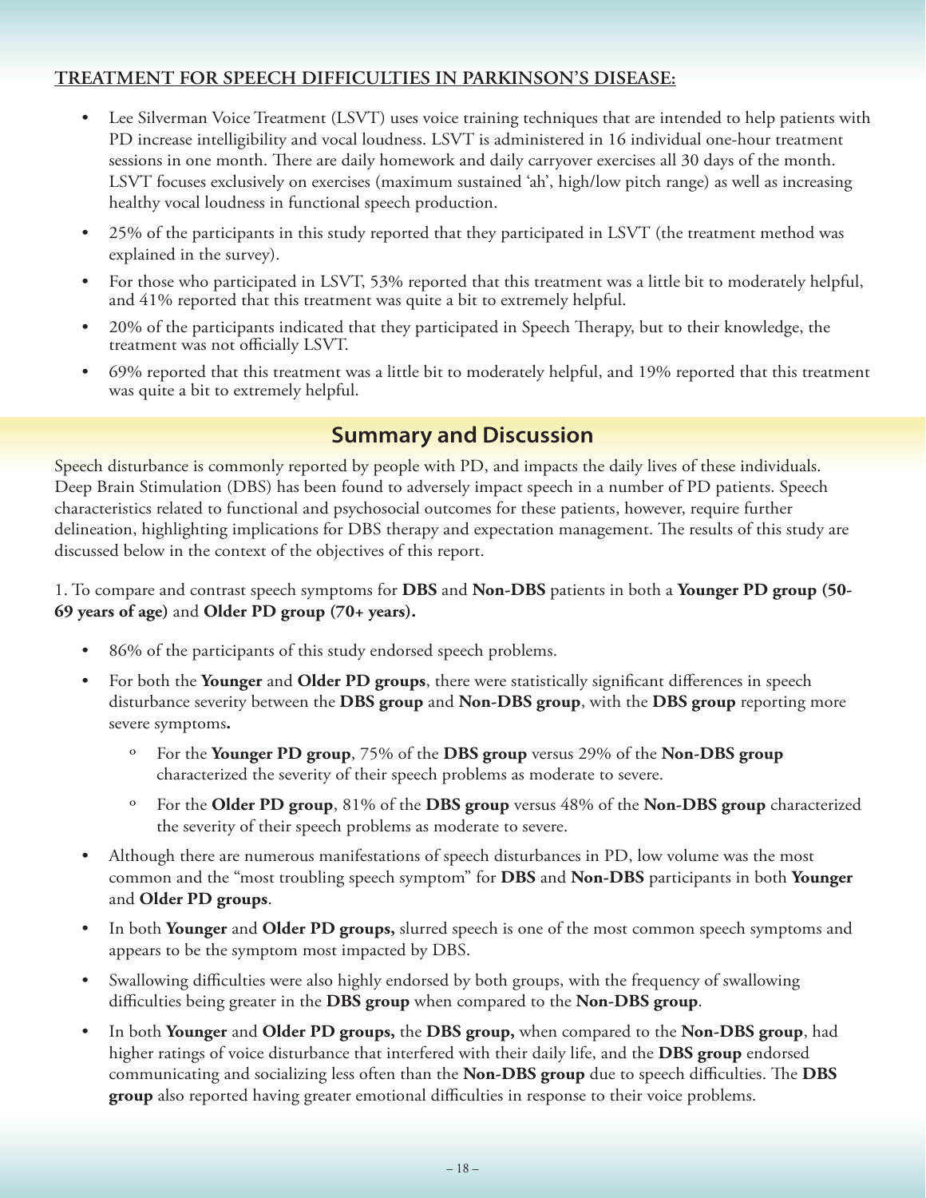**TREATMENT FOR SPEECH DIFFICULTIES IN PARKINSON'S DISEASE:**

- Lee Silverman Voice Treatment (LSVT) uses voice training techniques that are intended to help patients with PD increase intelligibility and vocal loudness. LSVT is administered in 16 individual one-hour treatment sessions in one month. There are daily homework and daily carryover exercises all 30 days of the month. LSVT focuses exclusively on exercises (maximum sustained 'ah', high/low pitch range) as well as increasing healthy vocal loudness in functional speech production.
- 25% of the participants in this study reported that they participated in LSVT (the treatment method was explained in the survey).
- For those who participated in LSVT, 53% reported that this treatment was a little bit to moderately helpful, and 41% reported that this treatment was quite a bit to extremely helpful.
- 20% of the participants indicated that they participated in Speech Therapy, but to their knowledge, the treatment was not officially LSVT.
- 69% reported that this treatment was a little bit to moderately helpful, and 19% reported that this treatment was quite a bit to extremely helpful.

## Summary and Discussion

Speech disturbance is commonly reported by people with PD, and impacts the daily lives of these individuals. Deep Brain Stimulation (DBS) has been found to adversely impact speech in a number of PD patients. Speech characteristics related to functional and psychosocial outcomes for these patients, however, require further delineation, highlighting implications for DBS therapy and expectation management. The results of this study are discussed below in the context of the objectives of this report.

1. To compare and contrast speech symptoms for **DBS** and **Non-DBS** patients in both a **Younger PD group (50-69 years of age)** and **Older PD group (70+ years).**

- 86% of the participants of this study endorsed speech problems.
- For both the **Younger** and **Older PD groups**, there were statistically significant differences in speech disturbance severity between the **DBS group** and **Non-DBS group**, with the **DBS group** reporting more severe symptoms**.**
    - For the **Younger PD group**, 75% of the **DBS group** versus 29% of the **Non-DBS group** characterized the severity of their speech problems as moderate to severe.
    - For the **Older PD group**, 81% of the **DBS group** versus 48% of the **Non-DBS group** characterized the severity of their speech problems as moderate to severe.
- Although there are numerous manifestations of speech disturbances in PD, low volume was the most common and the "most troubling speech symptom" for **DBS** and **Non-DBS** participants in both **Younger** and **Older PD groups**.
- In both **Younger** and **Older PD groups,** slurred speech is one of the most common speech symptoms and appears to be the symptom most impacted by DBS.
- Swallowing difficulties were also highly endorsed by both groups, with the frequency of swallowing difficulties being greater in the **DBS group** when compared to the **Non-DBS group**.
- In both **Younger** and **Older PD groups,** the **DBS group,** when compared to the **Non-DBS group**, had higher ratings of voice disturbance that interfered with their daily life, and the **DBS group** endorsed communicating and socializing less often than the **Non-DBS group** due to speech difficulties. The **DBS group** also reported having greater emotional difficulties in response to their voice problems.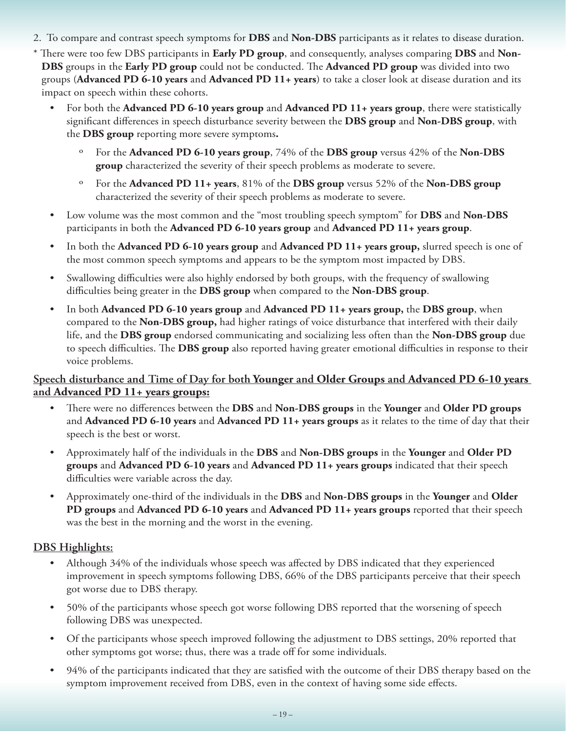2. To compare and contrast speech symptoms for **DBS** and **Non-DBS** participants as it relates to disease duration.

\* There were too few DBS participants in **Early PD group**, and consequently, analyses comparing **DBS** and **Non-DBS** groups in the **Early PD group** could not be conducted. The **Advanced PD group** was divided into two groups (**Advanced PD 6-10 years** and **Advanced PD 11+ years**) to take a closer look at disease duration and its impact on speech within these cohorts.

- For both the **Advanced PD 6-10 years group** and **Advanced PD 11+ years group**, there were statistically significant differences in speech disturbance severity between the **DBS group** and **Non-DBS group**, with the **DBS group** reporting more severe symptoms**.**
    - For the **Advanced PD 6-10 years group**, 74% of the **DBS group** versus 42% of the **Non-DBS group** characterized the severity of their speech problems as moderate to severe.
    - For the **Advanced PD 11+ years**, 81% of the **DBS group** versus 52% of the **Non-DBS group** characterized the severity of their speech problems as moderate to severe.
- Low volume was the most common and the "most troubling speech symptom" for **DBS** and **Non-DBS** participants in both the **Advanced PD 6-10 years group** and **Advanced PD 11+ years group**.
- In both the **Advanced PD 6-10 years group** and **Advanced PD 11+ years group,** slurred speech is one of the most common speech symptoms and appears to be the symptom most impacted by DBS.
- Swallowing difficulties were also highly endorsed by both groups, with the frequency of swallowing difficulties being greater in the **DBS group** when compared to the **Non-DBS group**.
- In both **Advanced PD 6-10 years group** and **Advanced PD 11+ years group,** the **DBS group**, when compared to the **Non-DBS group,** had higher ratings of voice disturbance that interfered with their daily life, and the **DBS group** endorsed communicating and socializing less often than the **Non-DBS group** due to speech difficulties. The **DBS group** also reported having greater emotional difficulties in response to their voice problems.

**Speech disturbance and Time of Day for both Younger and Older Groups and Advanced PD 6-10 years and Advanced PD 11+ years groups:**

- There were no differences between the **DBS** and **Non-DBS groups** in the **Younger** and **Older PD groups** and **Advanced PD 6-10 years** and **Advanced PD 11+ years groups** as it relates to the time of day that their speech is the best or worst.
- Approximately half of the individuals in the **DBS** and **Non-DBS groups** in the **Younger** and **Older PD groups** and **Advanced PD 6-10 years** and **Advanced PD 11+ years groups** indicated that their speech difficulties were variable across the day.
- Approximately one-third of the individuals in the **DBS** and **Non-DBS groups** in the **Younger** and **Older PD groups** and **Advanced PD 6-10 years** and **Advanced PD 11+ years groups** reported that their speech was the best in the morning and the worst in the evening.

**DBS Highlights:**

- Although 34% of the individuals whose speech was affected by DBS indicated that they experienced improvement in speech symptoms following DBS, 66% of the DBS participants perceive that their speech got worse due to DBS therapy.
- 50% of the participants whose speech got worse following DBS reported that the worsening of speech following DBS was unexpected.
- Of the participants whose speech improved following the adjustment to DBS settings, 20% reported that other symptoms got worse; thus, there was a trade off for some individuals.
- 94% of the participants indicated that they are satisfied with the outcome of their DBS therapy based on the symptom improvement received from DBS, even in the context of having some side effects.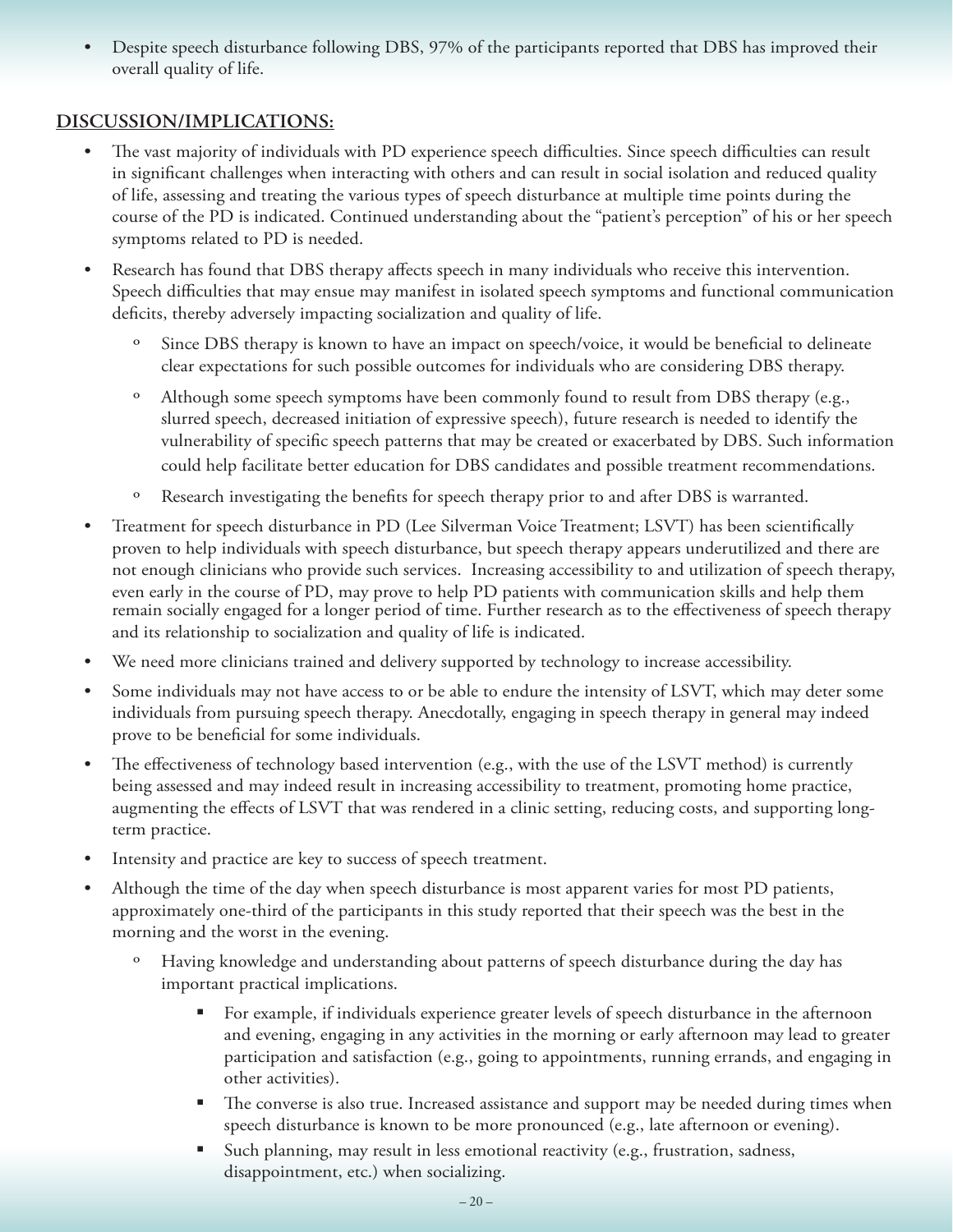- Despite speech disturbance following DBS, 97% of the participants reported that DBS has improved their overall quality of life.

## DISCUSSION/IMPLICATIONS:

- The vast majority of individuals with PD experience speech difficulties. Since speech difficulties can result in significant challenges when interacting with others and can result in social isolation and reduced quality of life, assessing and treating the various types of speech disturbance at multiple time points during the course of the PD is indicated. Continued understanding about the "patient's perception" of his or her speech symptoms related to PD is needed.
- Research has found that DBS therapy affects speech in many individuals who receive this intervention. Speech difficulties that may ensue may manifest in isolated speech symptoms and functional communication deficits, thereby adversely impacting socialization and quality of life.
  - Since DBS therapy is known to have an impact on speech/voice, it would be beneficial to delineate clear expectations for such possible outcomes for individuals who are considering DBS therapy.
  - Although some speech symptoms have been commonly found to result from DBS therapy (e.g., slurred speech, decreased initiation of expressive speech), future research is needed to identify the vulnerability of specific speech patterns that may be created or exacerbated by DBS. Such information could help facilitate better education for DBS candidates and possible treatment recommendations.
  - Research investigating the benefits for speech therapy prior to and after DBS is warranted.
- Treatment for speech disturbance in PD (Lee Silverman Voice Treatment; LSVT) has been scientifically proven to help individuals with speech disturbance, but speech therapy appears underutilized and there are not enough clinicians who provide such services. Increasing accessibility to and utilization of speech therapy, even early in the course of PD, may prove to help PD patients with communication skills and help them remain socially engaged for a longer period of time. Further research as to the effectiveness of speech therapy and its relationship to socialization and quality of life is indicated.
- We need more clinicians trained and delivery supported by technology to increase accessibility.
- Some individuals may not have access to or be able to endure the intensity of LSVT, which may deter some individuals from pursuing speech therapy. Anecdotally, engaging in speech therapy in general may indeed prove to be beneficial for some individuals.
- The effectiveness of technology based intervention (e.g., with the use of the LSVT method) is currently being assessed and may indeed result in increasing accessibility to treatment, promoting home practice, augmenting the effects of LSVT that was rendered in a clinic setting, reducing costs, and supporting long-term practice.
- Intensity and practice are key to success of speech treatment.
- Although the time of the day when speech disturbance is most apparent varies for most PD patients, approximately one-third of the participants in this study reported that their speech was the best in the morning and the worst in the evening.
  - Having knowledge and understanding about patterns of speech disturbance during the day has important practical implications.
    - For example, if individuals experience greater levels of speech disturbance in the afternoon and evening, engaging in any activities in the morning or early afternoon may lead to greater participation and satisfaction (e.g., going to appointments, running errands, and engaging in other activities).
    - The converse is also true. Increased assistance and support may be needed during times when speech disturbance is known to be more pronounced (e.g., late afternoon or evening).
    - Such planning, may result in less emotional reactivity (e.g., frustration, sadness, disappointment, etc.) when socializing.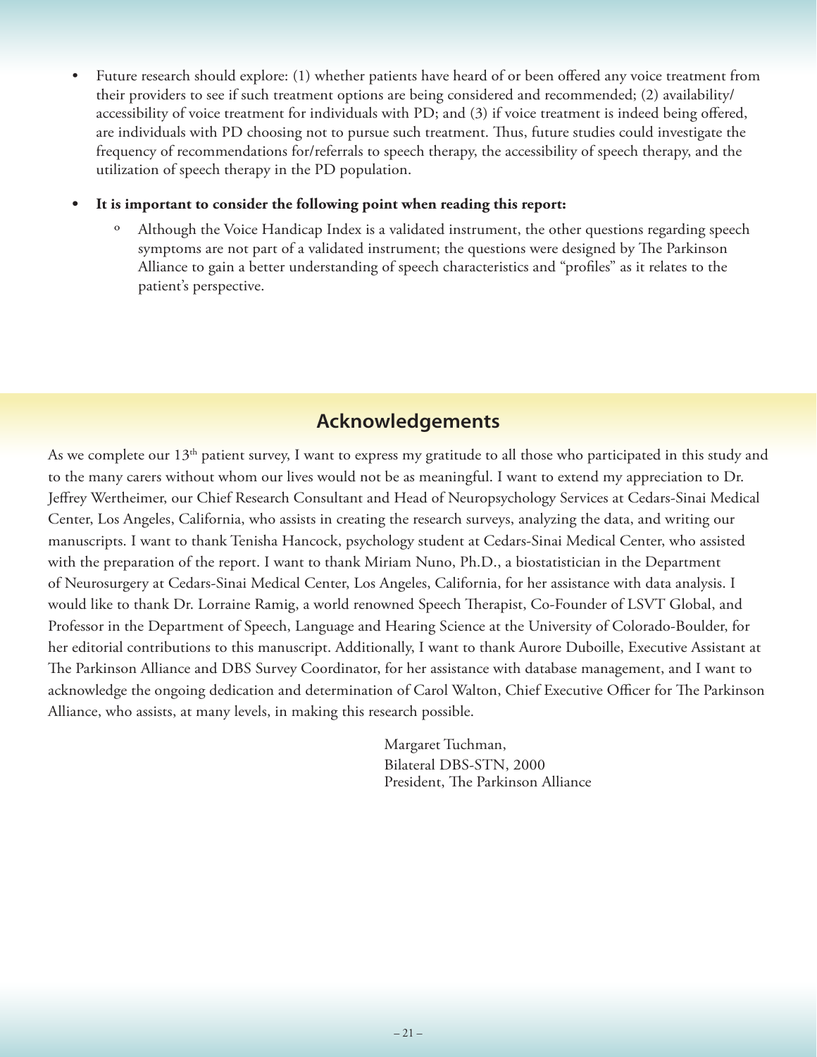- Future research should explore: (1) whether patients have heard of or been offered any voice treatment from their providers to see if such treatment options are being considered and recommended; (2) availability/accessibility of voice treatment for individuals with PD; and (3) if voice treatment is indeed being offered, are individuals with PD choosing not to pursue such treatment. Thus, future studies could investigate the frequency of recommendations for/referrals to speech therapy, the accessibility of speech therapy, and the utilization of speech therapy in the PD population.

- **It is important to consider the following point when reading this report:**
  - Although the Voice Handicap Index is a validated instrument, the other questions regarding speech symptoms are not part of a validated instrument; the questions were designed by The Parkinson Alliance to gain a better understanding of speech characteristics and "profiles" as it relates to the patient's perspective.

## Acknowledgements

As we complete our 13th patient survey, I want to express my gratitude to all those who participated in this study and to the many carers without whom our lives would not be as meaningful. I want to extend my appreciation to Dr. Jeffrey Wertheimer, our Chief Research Consultant and Head of Neuropsychology Services at Cedars-Sinai Medical Center, Los Angeles, California, who assists in creating the research surveys, analyzing the data, and writing our manuscripts. I want to thank Tenisha Hancock, psychology student at Cedars-Sinai Medical Center, who assisted with the preparation of the report. I want to thank Miriam Nuno, Ph.D., a biostatistician in the Department of Neurosurgery at Cedars-Sinai Medical Center, Los Angeles, California, for her assistance with data analysis. I would like to thank Dr. Lorraine Ramig, a world renowned Speech Therapist, Co-Founder of LSVT Global, and Professor in the Department of Speech, Language and Hearing Science at the University of Colorado-Boulder, for her editorial contributions to this manuscript. Additionally, I want to thank Aurore Duboille, Executive Assistant at The Parkinson Alliance and DBS Survey Coordinator, for her assistance with database management, and I want to acknowledge the ongoing dedication and determination of Carol Walton, Chief Executive Officer for The Parkinson Alliance, who assists, at many levels, in making this research possible.

Margaret Tuchman,
Bilateral DBS-STN, 2000
President, The Parkinson Alliance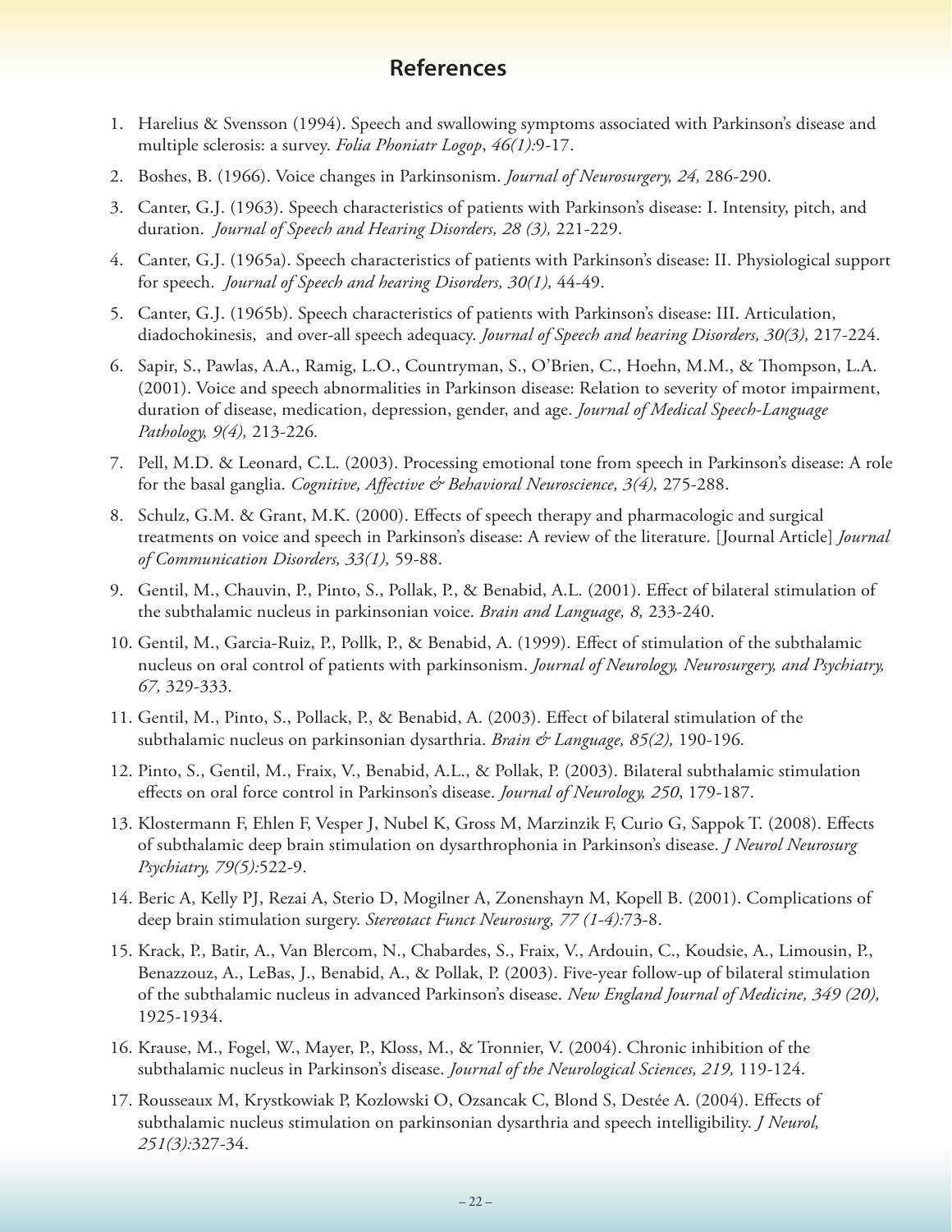# References

1. Harelius & Svensson (1994). Speech and swallowing symptoms associated with Parkinson's disease and multiple sclerosis: a survey. *Folia Phoniatr Logop*, *46(1):*9-17.
2. Boshes, B. (1966). Voice changes in Parkinsonism. *Journal of Neurosurgery, 24,* 286-290.
3. Canter, G.J. (1963). Speech characteristics of patients with Parkinson's disease: I. Intensity, pitch, and duration. *Journal of Speech and Hearing Disorders, 28 (3),* 221-229.
4. Canter, G.J. (1965a). Speech characteristics of patients with Parkinson's disease: II. Physiological support for speech. *Journal of Speech and hearing Disorders, 30(1),* 44-49.
5. Canter, G.J. (1965b). Speech characteristics of patients with Parkinson's disease: III. Articulation, diadochokinesis, and over-all speech adequacy. *Journal of Speech and hearing Disorders, 30(3),* 217-224.
6. Sapir, S., Pawlas, A.A., Ramig, L.O., Countryman, S., O'Brien, C., Hoehn, M.M., & Thompson, L.A. (2001). Voice and speech abnormalities in Parkinson disease: Relation to severity of motor impairment, duration of disease, medication, depression, gender, and age. *Journal of Medical Speech-Language Pathology, 9(4),* 213-226*.*
7. Pell, M.D. & Leonard, C.L. (2003). Processing emotional tone from speech in Parkinson's disease: A role for the basal ganglia. *Cognitive, Affective & Behavioral Neuroscience, 3(4),* 275-288.
8. Schulz, G.M. & Grant, M.K. (2000). Effects of speech therapy and pharmacologic and surgical treatments on voice and speech in Parkinson's disease: A review of the literature. [Journal Article] *Journal of Communication Disorders, 33(1),* 59-88.
9. Gentil, M., Chauvin, P., Pinto, S., Pollak, P., & Benabid, A.L. (2001). Effect of bilateral stimulation of the subthalamic nucleus in parkinsonian voice. *Brain and Language, 8,* 233-240.
10. Gentil, M., Garcia-Ruiz, P., Pollk, P., & Benabid, A. (1999). Effect of stimulation of the subthalamic nucleus on oral control of patients with parkinsonism. *Journal of Neurology, Neurosurgery, and Psychiatry, 67,* 329-333.
11. Gentil, M., Pinto, S., Pollack, P., & Benabid, A. (2003). Effect of bilateral stimulation of the subthalamic nucleus on parkinsonian dysarthria. *Brain & Language, 85(2),* 190-196*.*
12. Pinto, S., Gentil, M., Fraix, V., Benabid, A.L., & Pollak, P. (2003). Bilateral subthalamic stimulation effects on oral force control in Parkinson's disease. *Journal of Neurology, 250*, 179-187.
13. Klostermann F, Ehlen F, Vesper J, Nubel K, Gross M, Marzinzik F, Curio G, Sappok T. (2008). Effects of subthalamic deep brain stimulation on dysarthrophonia in Parkinson's disease. *J Neurol Neurosurg Psychiatry, 79(5):*522-9.
14. Beric A, Kelly PJ, Rezai A, Sterio D, Mogilner A, Zonenshayn M, Kopell B. (2001). Complications of deep brain stimulation surgery. *Stereotact Funct Neurosurg, 77 (1-4):*73-8.
15. Krack, P., Batir, A., Van Blercom, N., Chabardes, S., Fraix, V., Ardouin, C., Koudsie, A., Limousin, P., Benazzouz, A., LeBas, J., Benabid, A., & Pollak, P. (2003). Five-year follow-up of bilateral stimulation of the subthalamic nucleus in advanced Parkinson's disease. *New England Journal of Medicine, 349 (20),* 1925-1934.
16. Krause, M., Fogel, W., Mayer, P., Kloss, M., & Tronnier, V. (2004). Chronic inhibition of the subthalamic nucleus in Parkinson's disease. *Journal of the Neurological Sciences, 219,* 119-124.
17. Rousseaux M, Krystkowiak P, Kozlowski O, Ozsancak C, Blond S, Destée A. (2004). Effects of subthalamic nucleus stimulation on parkinsonian dysarthria and speech intelligibility. *J Neurol, 251(3):*327-34.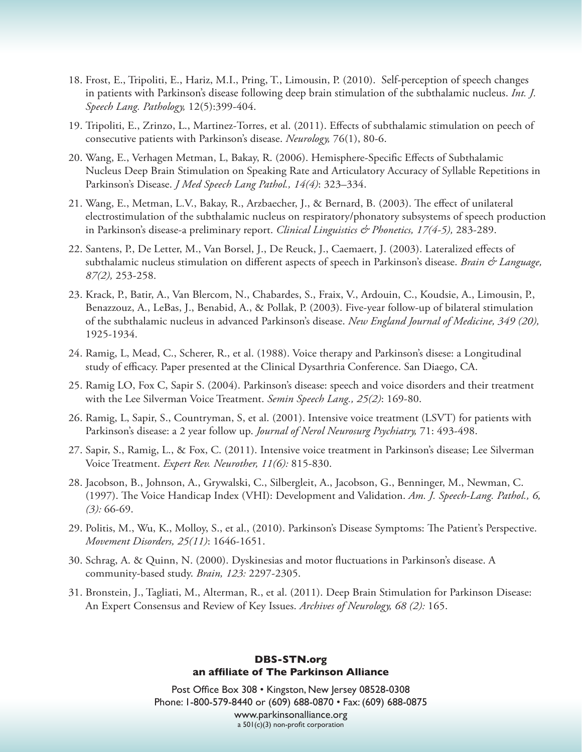18. Frost, E., Tripoliti, E., Hariz, M.I., Pring, T., Limousin, P. (2010). Self-perception of speech changes in patients with Parkinson's disease following deep brain stimulation of the subthalamic nucleus. *Int. J. Speech Lang. Pathology,* 12(5):399-404.

19. Tripoliti, E., Zrinzo, L., Martinez-Torres, et al. (2011). Effects of subthalamic stimulation on peech of consecutive patients with Parkinson's disease. *Neurology,* 76(1), 80-6.

20. Wang, E., Verhagen Metman, L, Bakay, R. (2006). Hemisphere-Specific Effects of Subthalamic Nucleus Deep Brain Stimulation on Speaking Rate and Articulatory Accuracy of Syllable Repetitions in Parkinson's Disease. *J Med Speech Lang Pathol., 14(4)*: 323–334.

21. Wang, E., Metman, L.V., Bakay, R., Arzbaecher, J., & Bernard, B. (2003). The effect of unilateral electrostimulation of the subthalamic nucleus on respiratory/phonatory subsystems of speech production in Parkinson's disease-a preliminary report. *Clinical Linguistics & Phonetics, 17(4-5),* 283-289.

22. Santens, P., De Letter, M., Van Borsel, J., De Reuck, J., Caemaert, J. (2003). Lateralized effects of subthalamic nucleus stimulation on different aspects of speech in Parkinson's disease. *Brain & Language, 87(2),* 253-258.

23. Krack, P., Batir, A., Van Blercom, N., Chabardes, S., Fraix, V., Ardouin, C., Koudsie, A., Limousin, P., Benazzouz, A., LeBas, J., Benabid, A., & Pollak, P. (2003). Five-year follow-up of bilateral stimulation of the subthalamic nucleus in advanced Parkinson's disease. *New England Journal of Medicine, 349 (20),* 1925-1934.

24. Ramig, L, Mead, C., Scherer, R., et al. (1988). Voice therapy and Parkinson's disese: a Longitudinal study of efficacy. Paper presented at the Clinical Dysarthria Conference. San Diaego, CA.

25. Ramig LO, Fox C, Sapir S. (2004). Parkinson's disease: speech and voice disorders and their treatment with the Lee Silverman Voice Treatment. *Semin Speech Lang., 25(2)*: 169-80.

26. Ramig, L, Sapir, S., Countryman, S, et al. (2001). Intensive voice treatment (LSVT) for patients with Parkinson's disease: a 2 year follow up. *Journal of Nerol Neurosurg Psychiatry,* 71: 493-498.

27. Sapir, S., Ramig, L., & Fox, C. (2011). Intensive voice treatment in Parkinson's disease; Lee Silverman Voice Treatment. *Expert Rev. Neurother, 11(6):* 815-830.

28. Jacobson, B., Johnson, A., Grywalski, C., Silbergleit, A., Jacobson, G., Benninger, M., Newman, C. (1997). The Voice Handicap Index (VHI): Development and Validation. *Am. J. Speech-Lang. Pathol., 6, (3):* 66-69.

29. Politis, M., Wu, K., Molloy, S., et al., (2010). Parkinson's Disease Symptoms: The Patient's Perspective. *Movement Disorders, 25(11)*: 1646-1651.

30. Schrag, A. & Quinn, N. (2000). Dyskinesias and motor fluctuations in Parkinson's disease. A community-based study. *Brain, 123:* 2297-2305.

31. Bronstein, J., Tagliati, M., Alterman, R., et al. (2011). Deep Brain Stimulation for Parkinson Disease: An Expert Consensus and Review of Key Issues. *Archives of Neurology, 68 (2):* 165.

**DBS-STN.org**
**an affiliate of The Parkinson Alliance**

Post Office Box 308 • Kingston, New Jersey 08528-0308
Phone: 1-800-579-8440 or (609) 688-0870 • Fax: (609) 688-0875
www.parkinsonalliance.org
a 501(c)(3) non-profit corporation